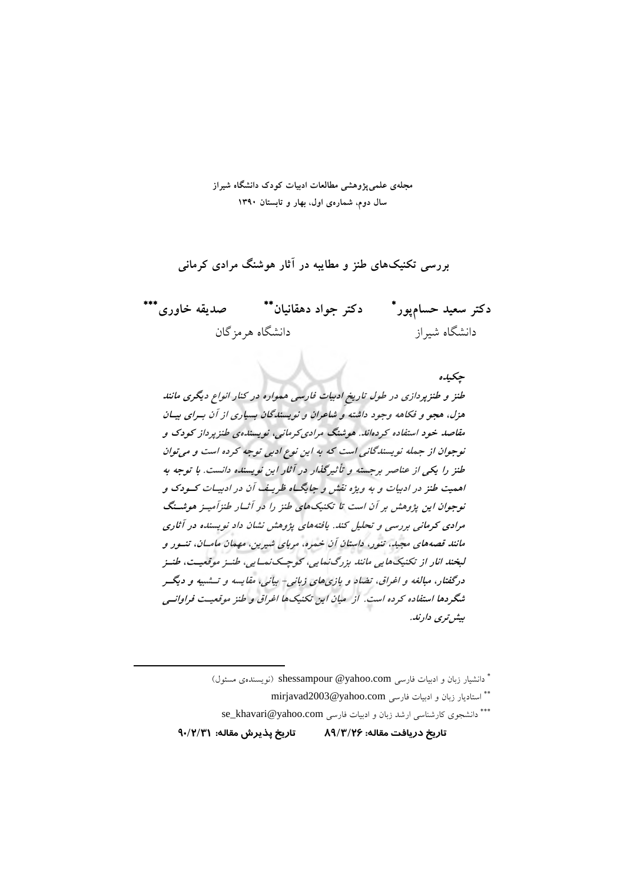مجله‌ی علمی‌پژوهشی مطالعات ادبیات کودک دانشگاه شیراز
سال دوم، شماره‌ی اول، بهار و تابستان ۱۳۹۰

# بررسی تکنیک‌های طنز و مطایبه در آثار هوشنگ مرادی کرمانی

**دکتر سعید حسام‌پور*** **دکتر جواد دهقانیان**** **صدیقه خاوری*****

دانشگاه شیراز دانشگاه هرمزگان

## چکیده

***طنز و طنزپردازی در طول تاریخ ادبیات فارسی همواره در کنار انواع دیگری مانند هزل، هجو و فکاهه وجود داشته و شاعران و نویسندگان بسیاری از آن برای بیان مقاصد خود استفاده کرده‌اند. هوشنگ مرادی‌کرمانی، نویسنده‌ی طنزپرداز کودک و نوجوان از جمله نویسندگانی است که به این نوع ادبی توجه کرده است و می‌توان طنز را یکی از عناصر برجسته و تأثیرگذار در آثار این نویسنده دانست. با توجه به اهمیت طنز در ادبیات و به ویژه نقش و جایگاه ظریف آن در ادبیات کودک و نوجوان این پژوهش بر آن است تا تکنیک‌های طنز را در آثار طنزآمیز هوشنگ مرادی کرمانی بررسی و تحلیل کند. یافته‌های پژوهش نشان داد نویسنده در آثاری مانند قصه‌های مجید، تنور، داستان آن خمره، مربای شیرین، مهمان مامان، تنور و لبخند انار از تکنیک‌هایی مانند بزرگ‌نمایی، کوچک‌نمایی، طنز موقعیت، طنز درگفتار، مبالغه و اغراق، تضاد و بازی‌های زبانی- بیانی، مقایسه و تشبیه و دیگر شگردها استفاده کرده است. از میان این تکنیک‌ها اغراق و طنز موقعیت فراوانی بیش‌تری دارند.***

---

\* دانشیار زبان و ادبیات فارسی shessampour @yahoo.com (نویسنده‌ی مسئول)

\*\* استادیار زبان و ادبیات فارسی mirjavad2003@yahoo.com

\*\*\* دانشجوی کارشناسی ارشد زبان و ادبیات فارسی se_khavari@yahoo.com

**تاریخ دریافت مقاله: ۸۹/۳/۲۶ تاریخ پذیرش مقاله: ۹۰/۲/۳۱**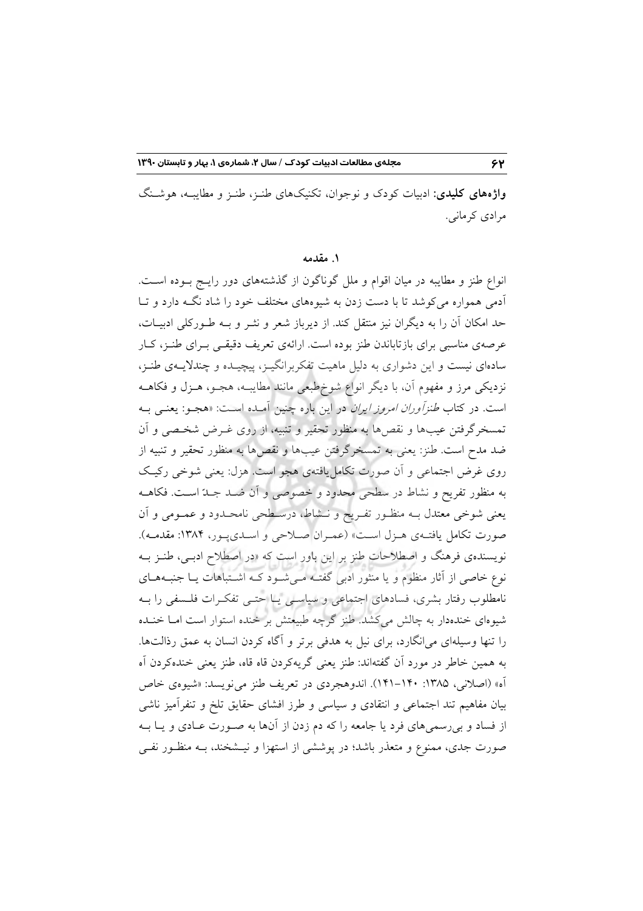**واژه‌های کلیدی:** ادبیات کودک و نوجوان، تکنیک‌های طنز، طنز و مطایبه، هوشنگ مرادی کرمانی.

## ۱. مقدمه

انواع طنز و مطایبه در میان اقوام و ملل گوناگون از گذشته‌های دور رایج بوده است. آدمی همواره می‌کوشد تا با دست زدن به شیوه‌های مختلف خود را شاد نگه دارد و تا حد امکان آن را به دیگران نیز منتقل کند. از دیرباز شعر و نثر و به طورکلی ادبیات، عرصه‌ی مناسبی برای بازتاباندن طنز بوده است. ارائه‌ی تعریف دقیقی برای طنز، کار ساده‌ای نیست و این دشواری به دلیل ماهیت تفکربرانگیز، پیچیده و چندلایه‌ی طنز، نزدیکی مرز و مفهوم آن، با دیگر انواع شوخ‌طبعی مانند مطایبه، هجو، هزل و فکاهه است. در کتاب *طنزآوران امروز ایران* در این باره چنین آمده است: «هجو: یعنی به تمسخرگرفتن عیب‌ها و نقص‌ها به منظور تحقیر و تنبیه، از روی غرض شخصی و آن ضد مدح است. طنز: یعنی به تمسخرگرفتن عیب‌ها و نقص‌ها به منظور تحقیر و تنبیه از روی غرض اجتماعی و آن صورت تکامل‌یافته‌ی هجو است. هزل: یعنی شوخی رکیک به منظور تفریح و نشاط در سطحی محدود و خصوصی و آن ضد جدّ است. فکاهه یعنی شوخی معتدل به منظور تفریح و نشاط، درسطحی نامحدود و عمومی و آن صورت تکامل یافته‌ی هزل است» (عمران صلاحی و اسدی‌پور، ۱۳۸۴: مقدمه). نویسنده‌ی فرهنگ و اصطلاحات طنز بر این باور است که «در اصطلاح ادبی، طنز به نوع خاصی از آثار منظوم و یا منثور ادبی گفته می‌شود که اشتباهات یا جنبه‌های نامطلوب رفتار بشری، فسادهای اجتماعی و سیاسی یا حتی تفکرات فلسفی را به شیوه‌ای خنده‌دار به چالش می‌کشد. طنز گرچه طبیعتش بر خنده استوار است اما خنده را تنها وسیله‌ای می‌انگارد، برای نیل به هدفی برتر و آگاه کردن انسان به عمق رذالت‌ها. به همین خاطر در مورد آن گفته‌اند: طنز یعنی گریه‌کردن قاه قاه، طنز یعنی خنده‌کردن آه آه» (اصلانی، ۱۳۸۵: ۱۴۰–۱۴۱). اندوهجردی در تعریف طنز می‌نویسد: «شیوه‌ی خاص بیان مفاهیم تند اجتماعی و انتقادی و سیاسی و طرز افشای حقایق تلخ و تنفرآمیز ناشی از فساد و بی‌رسمی‌های فرد یا جامعه را که دم زدن از آن‌ها به صورت عادی و یا به صورت جدی، ممنوع و متعذر باشد؛ در پوششی از استهزا و نیشخند، به منظور نفی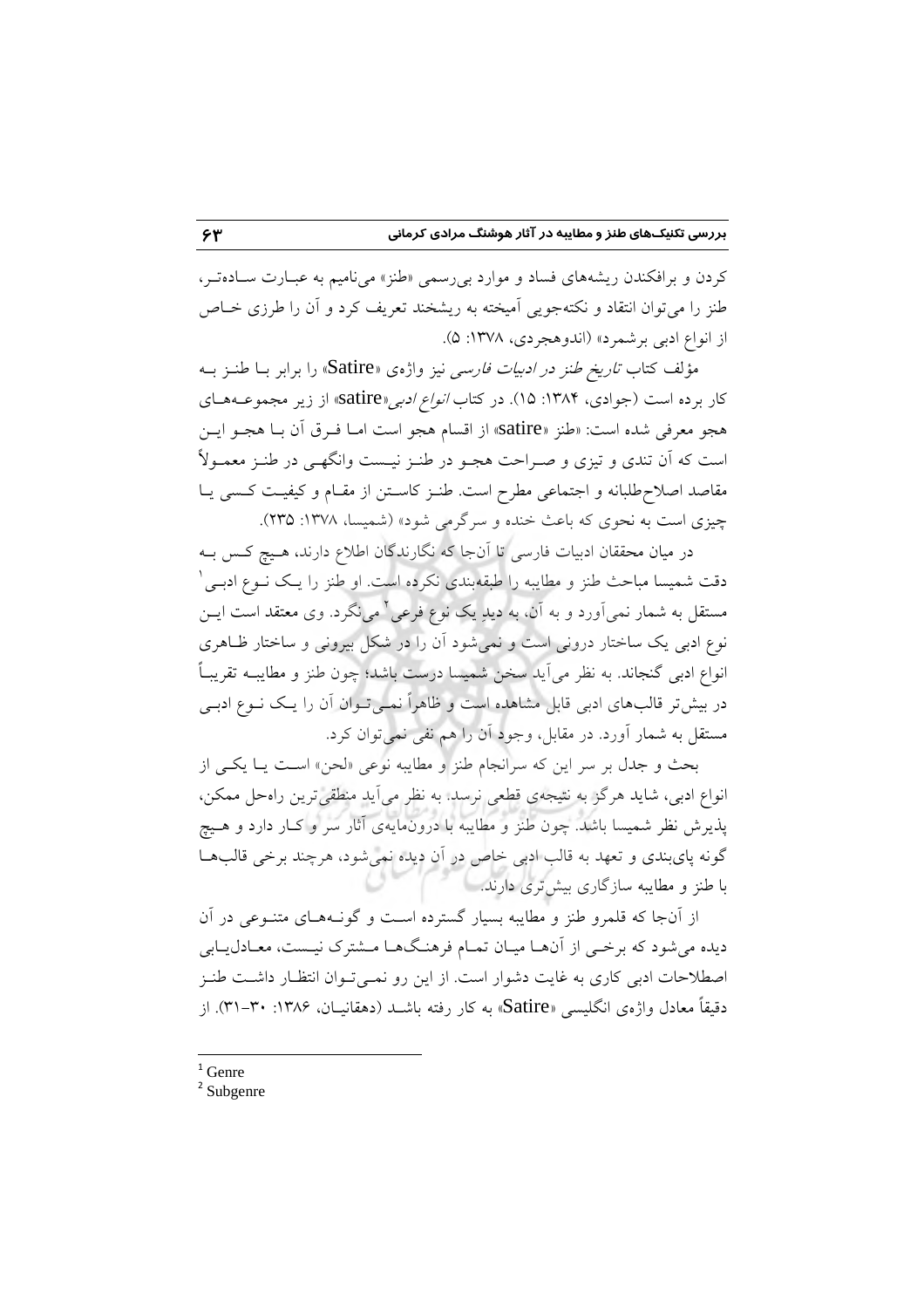کردن و برافکندن ریشه‌های فساد و موارد بی‌رسمی «طنز» می‌نامیم به عبارت ساده‌تر، طنز را می‌توان انتقاد و نکته‌جویی آمیخته به ریشخند تعریف کرد و آن را طرزی خاص از انواع ادبی برشمرد» (اندوهجردی، ۱۳۷۸: ۵).

مؤلف کتاب *تاریخ طنز در ادبیات فارسی* نیز واژه‌ی «Satire» را برابر با طنز به کار برده است (جوادی، ۱۳۸۴: ۱۵). در کتاب *انواع ادبی*«satire» از زیر مجموعه‌های هجو معرفی شده است: «طنز «satire» از اقسام هجو است اما فرق آن با هجو این است که آن تندی و تیزی و صراحت هجو در طنز نیست وانگهی در طنز معمولاً مقاصد اصلاح‌طلبانه و اجتماعی مطرح است. طنز کاستن از مقام و کیفیت کسی یا چیزی است به نحوی که باعث خنده و سرگرمی شود» (شمیسا، ۱۳۷۸: ۲۳۵).

در میان محققان ادبیات فارسی تا آن‌جا که نگارندگان اطلاع دارند، هیچ کس به دقت شمیسا مباحث طنز و مطایبه را طبقه‌بندی نکرده است. او طنز را یک نوع ادبی[1] مستقل به شمار نمی‌آورد و به آن، به دید یک نوع فرعی[2] می‌نگرد. وی معتقد است این نوع ادبی یک ساختار درونی است و نمی‌شود آن را در شکل بیرونی و ساختار ظاهری انواع ادبی گنجاند. به نظر می‌آید سخن شمیسا درست باشد؛ چون طنز و مطایبه تقریباً در بیش‌تر قالب‌های ادبی قابل مشاهده است و ظاهراً نمی‌توان آن را یک نوع ادبی مستقل به شمار آورد. در مقابل، وجود آن را هم نفی نمی‌توان کرد.

بحث و جدل بر سر این که سرانجام طنز و مطایبه نوعی «لحن» است یا یکی از انواع ادبی، شاید هرگز به نتیجه‌ی قطعی نرسد. به نظر می‌آید منطقی‌ترین راه‌حل ممکن، پذیرش نظر شمیسا باشد. چون طنز و مطایبه با درون‌مایه‌ی آثار سر و کار دارد و هیچ گونه پای‌بندی و تعهد به قالب ادبی خاص در آن دیده نمی‌شود، هرچند برخی قالب‌ها با طنز و مطایبه سازگاری بیش‌تری دارند.

از آن‌جا که قلمرو طنز و مطایبه بسیار گسترده است و گونه‌های متنوعی در آن دیده می‌شود که برخی از آن‌ها میان تمام فرهنگ‌ها مشترک نیست، معادل‌یابی اصطلاحات ادبی کاری به غایت دشوار است. از این رو نمی‌توان انتظار داشت طنز دقیقاً معادل واژه‌ی انگلیسی «Satire» به کار رفته باشد (دهقانیان، ۱۳۸۶: ۳۰-۳۱). از

---

[1] Genre

[2] Subgenre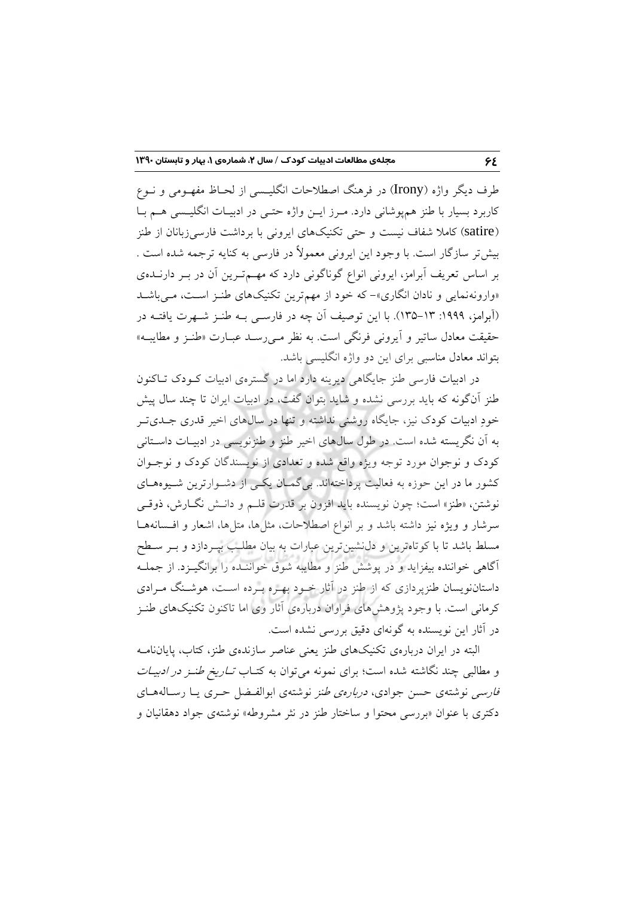طرف دیگر واژه (Irony) در فرهنگ اصطلاحات انگلیسی از لحاظ مفهومی و نوع کاربرد بسیار با طنز هم‌پوشانی دارد. مرز این واژه حتی در ادبیات انگلیسی هم با (satire) کاملا شفاف نیست و حتی تکنیک‌های ایرونی با برداشت فارسی‌زبانان از طنز بیش‌تر سازگار است. با وجود این ایرونی معمولاً در فارسی به کنایه ترجمه شده است . بر اساس تعریف آبرامز، ایرونی انواع گوناگونی دارد که مهم‌ترین آن در بر دارنده‌ی «وارونه‌نمایی و نادان انگاری»- که خود از مهم‌ترین تکنیک‌های طنز است، می‌باشد (آبرامز، ۱۹۹۹: ۱۳-۱۳۵). با این توصیف آن چه در فارسی به طنز شهرت یافته در حقیقت معادل ساتیر و آیرونی فرنگی است. به نظر می‌رسد عبارت «طنز و مطایبه» بتواند معادل مناسبی برای این دو واژه انگلیسی باشد.

در ادبیات فارسی طنز جایگاهی دیرینه دارد اما در گستره‌ی ادبیات کودک تاکنون طنز آن‌گونه که باید بررسی نشده و شاید بتوان گفت، در ادبیات ایران تا چند سال پیش خودِ ادبیات کودک نیز، جایگاه روشنی نداشته و تنها در سال‌های اخیر قدری جدی‌تر به آن نگریسته شده است. در طول سال‌های اخیر طنز و طنزنویسی در ادبیات داستانی کودک و نوجوان مورد توجه ویژه واقع شده و تعدادی از نویسندگان کودک و نوجوان کشور ما در این حوزه به فعالیت پرداخته‌اند. بی‌گمان یکی از دشوارترین شیوه‌های نوشتن، «طنز» است؛ چون نویسنده باید افزون بر قدرت قلم و دانش نگارش، ذوقی سرشار و ویژه نیز داشته باشد و بر انواع اصطلاحات، مثل‌ها، متل‌ها، اشعار و افسانه‌ها مسلط باشد تا با کوتاه‌ترین و دل‌نشین‌ترین عبارات به بیان مطلب بپردازد و بر سطح آگاهی خواننده بیفزاید و در پوشش طنز و مطایبه شوق خواننده را برانگیزد. از جمله داستان‌نویسان طنزپردازی که از طنز در آثار خود بهره برده است، هوشنگ مرادی کرمانی است. با وجود پژوهش‌های فراوان درباره‌ی آثار وی اما تاکنون تکنیک‌های طنز در آثار این نویسنده به گونه‌ای دقیق بررسی نشده است.

البته در ایران درباره‌ی تکنیک‌های طنز یعنی عناصر سازنده‌ی طنز، کتاب، پایان‌نامه و مطالبی چند نگاشته شده است؛ برای نمونه می‌توان به کتاب *تاریخ طنز در ادبیات فارسی* نوشته‌ی حسن جوادی، *درباره‌ی طنز* نوشته‌ی ابوالفضل حری یا رساله‌های دکتری با عنوان «بررسی محتوا و ساختار طنز در نثر مشروطه» نوشته‌ی جواد دهقانیان و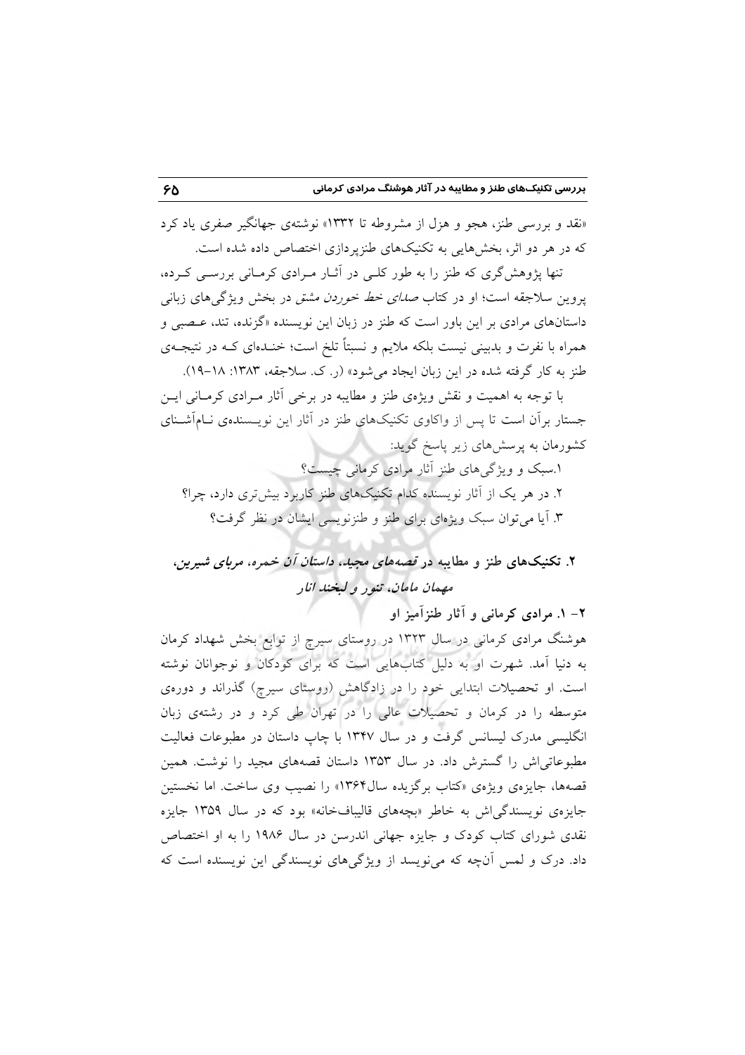«نقد و بررسی طنز، هجو و هزل از مشروطه تا ۱۳۳۲» نوشته‌ی جهانگیر صفری یاد کرد که در هر دو اثر، بخش‌هایی به تکنیک‌های طنزپردازی اختصاص داده شده است.

تنها پژوهش‌گری که طنز را به طور کلـی در آثـار مـرادی کرمـانی بررسـی کـرده، پروین سلاجقه است؛ او در کتاب *صدای خط خوردن مشق* در بخش ویژگی‌های زبانی داستان‌های مرادی بر این باور است که طنز در زبان این نویسنده «گزنده، تند، عـصبی و همراه با نفرت و بدبینی نیست بلکه ملایم و نسبتاً تلخ است؛ خنـده‌ای کـه در نتیجـه‌ی طنز به کار گرفته شده در این زبان ایجاد می‌شود» (ر. ک. سلاجقه، ۱۳۸۳: ۱۸–۱۹).

با توجه به اهمیت و نقش ویژه‌ی طنز و مطایبه در برخی آثار مـرادی کرمـانی ایـن جستار برآن است تا پس از واکاوی تکنیک‌های طنز در آثار این نویـسنده‌ی نـام‌آشـنای کشورمان به پرسش‌های زیر پاسخ گوید:

۱.سبک و ویژگی‌های طنز آثار مرادی کرمانی چیست؟

۲. در هر یک از آثار نویسنده کدام تکنیک‌های طنز کاربرد بیش‌تری دارد، چرا؟

۳. آیا می‌توان سبک ویژه‌ای برای طنز و طنزنویسی ایشان در نظر گرفت؟

## ۲. تکنیک‌های طنز و مطایبه در *قصه‌های مجید، داستان آن خمره، مربای شیرین، مهمان مامان، تنور و لبخند انار*

### ۲– ۱. مرادی کرمانی و آثار طنزآمیز او

هوشنگ مرادی کرمانی در سال ۱۳۲۳ در روستای سیرچ از توابع بخش شهداد کرمان به دنیا آمد. شهرت او به دلیل کتاب‌هایی است که برای کودکان و نوجوانان نوشته است. او تحصیلات ابتدایی خود را در زادگاهش (روستای سیرچ) گذراند و دوره‌ی متوسطه را در کرمان و تحصیلات عالی را در تهران طی کرد و در رشته‌ی زبان انگلیسی مدرک لیسانس گرفت و در سال ۱۳۴۷ با چاپ داستان در مطبوعات فعالیت مطبوعاتی‌اش را گسترش داد. در سال ۱۳۵۳ داستان قصه‌های مجید را نوشت. همین قصه‌ها، جایزه‌ی ویژه‌ی «کتاب برگزیده سال۱۳۶۴» را نصیب وی ساخت. اما نخستین جایزه‌ی نویسندگی‌اش به خاطر «بچه‌های قالیباف‌خانه» بود که در سال ۱۳۵۹ جایزه نقدی شورای کتاب کودک و جایزه جهانی اندرسن در سال ۱۹۸۶ را به او اختصاص داد. درک و لمس آن‌چه که می‌نویسد از ویژگی‌های نویسندگی این نویسنده است که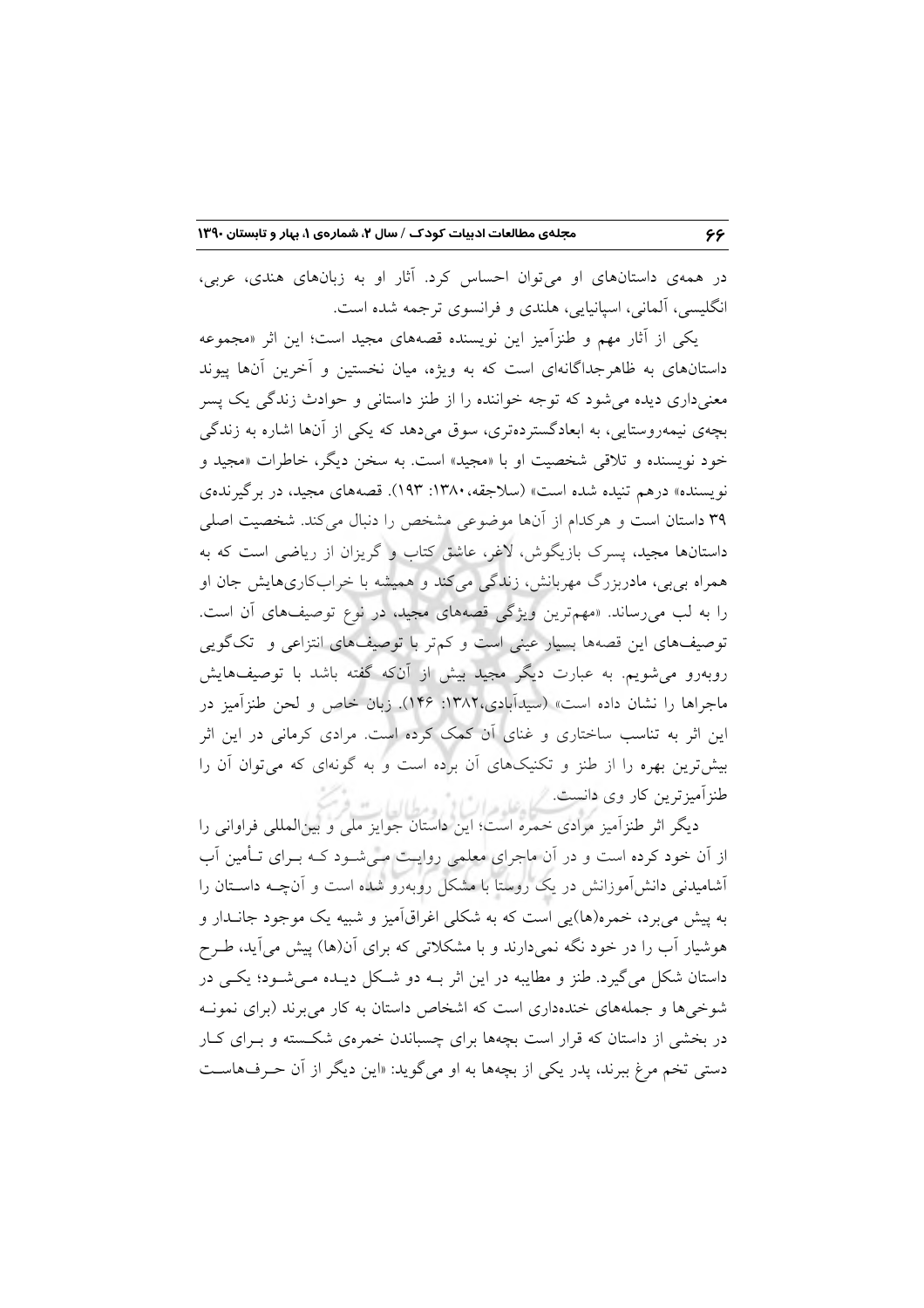در همه‌ی داستان‌های او می‌توان احساس کرد. آثار او به زبان‌های هندی، عربی، انگلیسی، آلمانی، اسپانیایی، هلندی و فرانسوی ترجمه شده است.

یکی از آثار مهم و طنزآمیز این نویسنده قصه‌های مجید است؛ این اثر «مجموعه داستان‌های به ظاهرجداگانه‌ای است که به ویژه، میان نخستین و آخرین آن‌ها پیوند معنی‌داری دیده می‌شود که توجه خواننده را از طنز داستانی و حوادث زندگی یک پسر بچه‌ی نیمه‌روستایی، به ابعادگسترده‌تری، سوق می‌دهد که یکی از آن‌ها اشاره به زندگی خود نویسنده و تلاقی شخصیت او با «مجید» است. به سخن دیگر، خاطرات «مجید و نویسنده» درهم تنیده شده است» (سلاجقه،۱۳۸۰: ۱۹۳). قصه‌های مجید، در برگیرنده‌ی ۳۹ داستان است و هرکدام از آن‌ها موضوعی مشخص را دنبال می‌کند. شخصیت اصلی داستان‌ها مجید، پسرک بازیگوش، لاغر، عاشق کتاب و گریزان از ریاضی است که به همراه بی‌بی، مادربزرگ مهربانش، زندگی می‌کند و همیشه با خراب‌کاری‌هایش جان او را به لب می‌رساند. «مهم‌ترین ویژگی قصه‌های مجید، در نوع توصیف‌های آن است. توصیف‌های این قصه‌ها بسیار عینی است و کم‌تر با توصیف‌های انتزاعی و تک‌گویی روبه‌رو می‌شویم. به عبارت دیگر مجید بیش از آن‌که گفته باشد با توصیف‌هایش ماجراها را نشان داده است» (سیدآبادی،۱۳۸۲: ۱۴۶). زبان خاص و لحن طنزآمیز در این اثر به تناسب ساختاری و غنای آن کمک کرده است. مرادی کرمانی در این اثر بیش‌ترین بهره را از طنز و تکنیک‌های آن برده است و به گونه‌ای که می‌توان آن را طنزآمیزترین کار وی دانست.

دیگر اثر طنزآمیز مرادی خمره است؛ این داستان جوایز ملی و بین‌المللی فراوانی را از آن خود کرده است و در آن ماجرای معلمی روایت می‌شود که برای تأمین آب آشامیدنی دانش‌آموزانش در یک روستا با مشکل روبه‌رو شده است و آن‌چه داستان را به پیش می‌برد، خمره(ها)یی است که به شکلی اغراق‌آمیز و شبیه یک موجود جاندار و هوشیار آب را در خود نگه نمی‌دارند و با مشکلاتی که برای آن(ها) پیش می‌آید، طرح داستان شکل می‌گیرد. طنز و مطایبه در این اثر به دو شکل دیده می‌شود؛ یکی در شوخی‌ها و جمله‌های خنده‌داری است که اشخاص داستان به کار می‌برند (برای نمونه در بخشی از داستان که قرار است بچه‌ها برای چسباندن خمره‌ی شکسته و برای کار دستی تخم مرغ ببرند، پدر یکی از بچه‌ها به او می‌گوید: «این دیگر از آن حرف‌هاست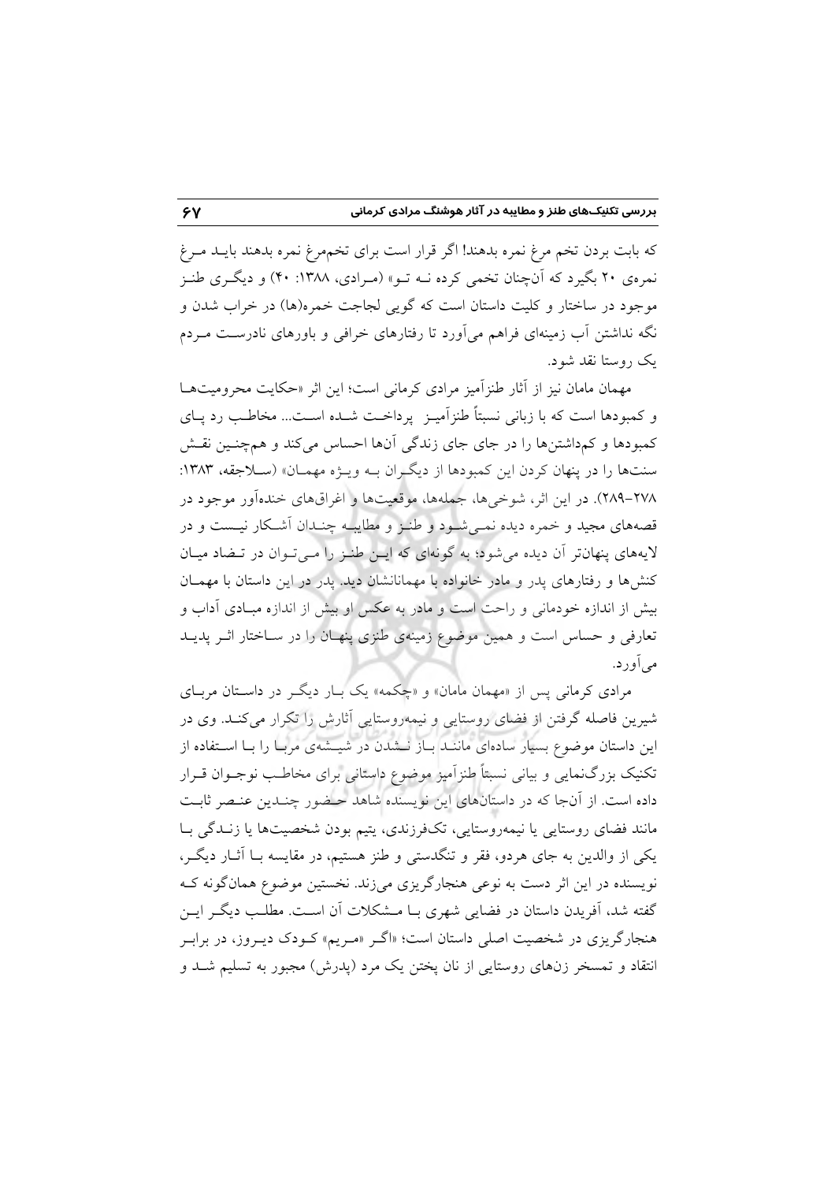که بابت بردن تخم مرغ نمره بدهند! اگر قرار است برای تخم‌مرغ نمره بدهند بایـد مـرغ نمره‌ی ۲۰ بگیرد که آن‌چنان تخمی کرده نـه تـو» (مـرادی، ۱۳۸۸: ۴۰) و دیگـری طنـز موجود در ساختار و کلیت داستان است که گویی لجاجت خمره(ها) در خراب شدن و نگه نداشتن آب زمینه‌ای فراهم می‌آورد تا رفتارهای خرافی و باورهای نادرسـت مـردم یک روستا نقد شود.

مهمان مامان نیز از آثار طنزآمیز مرادی کرمانی است؛ این اثر «حکایت محرومیت‌هـا و کمبودها است که با زبانی نسبتاً طنزآمیـز پرداخـت شـده اسـت... مخاطـب رد پـای کمبودها و کم‌داشتن‌ها را در جای جای زندگی آن‌ها احساس می‌کند و هم‌چنـین نقـش سنت‌ها را در پنهان کردن این کمبودها از دیگـران بـه ویـژه مهمـان» (سـلاجقه، ۱۳۸۳: ۲۷۸–۲۸۹). در این اثر، شوخی‌ها، جمله‌ها، موقعیت‌ها و اغراق‌های خنده‌آور موجود در قصه‌های مجید و خمره دیده نمـی‌شـود و طنـز و مطایبـه چنـدان آشـکار نیـست و در لایه‌های پنهان‌تر آن دیده می‌شود؛ به گونه‌ای که ایـن طنـز را مـی‌تـوان در تـضاد میـان کنش‌ها و رفتارهای پدر و مادر خانواده با مهمانانشان دید. پدر در این داستان با مهمـان بیش از اندازه خودمانی و راحت است و مادر به عکس او بیش از اندازه مبـادی آداب و تعارفی و حساس است و همین موضوع زمینه‌ی طنزی پنهـان را در سـاختار اثـر پدیـد می‌آورد.

مرادی کرمانی پس از «مهمان مامان» و «چکمه» یک بـار دیگـر در داسـتان مربـای شیرین فاصله گرفتن از فضای روستایی و نیمه‌روستایی آثارش را تکرار می‌کنـد. وی در این داستان موضوع بسیار ساده‌ای ماننـد بـاز نـشدن در شیـشه‌ی مربـا را بـا اسـتفاده از تکنیک بزرگ‌نمایی و بیانی نسبتاً طنزآمیز موضوع داستانی برای مخاطـب نوجـوان قـرار داده است. از آن‌جا که در داستان‌های این نویسنده شاهد حـضور چنـدین عنـصر ثابـت مانند فضای روستایی یا نیمه‌روستایی، تک‌فرزندی، یتیم بودن شخصیت‌ها یا زنـدگی بـا یکی از والدین به جای هردو، فقر و تنگدستی و طنز هستیم، در مقایسه بـا آثـار دیگـر، نویسنده در این اثر دست به نوعی هنجارگریزی می‌زند. نخستین موضوع همان‌گونه کـه گفته شد، آفریدن داستان در فضایی شهری بـا مـشکلات آن اسـت. مطلـب دیگـر ایـن هنجارگریزی در شخصیت اصلی داستان است؛ «اگـر «مـریم» کـودک دیـروز، در برابـر انتقاد و تمسخر زن‌های روستایی از نان پختن یک مرد (پدرش) مجبور به تسلیم شـد و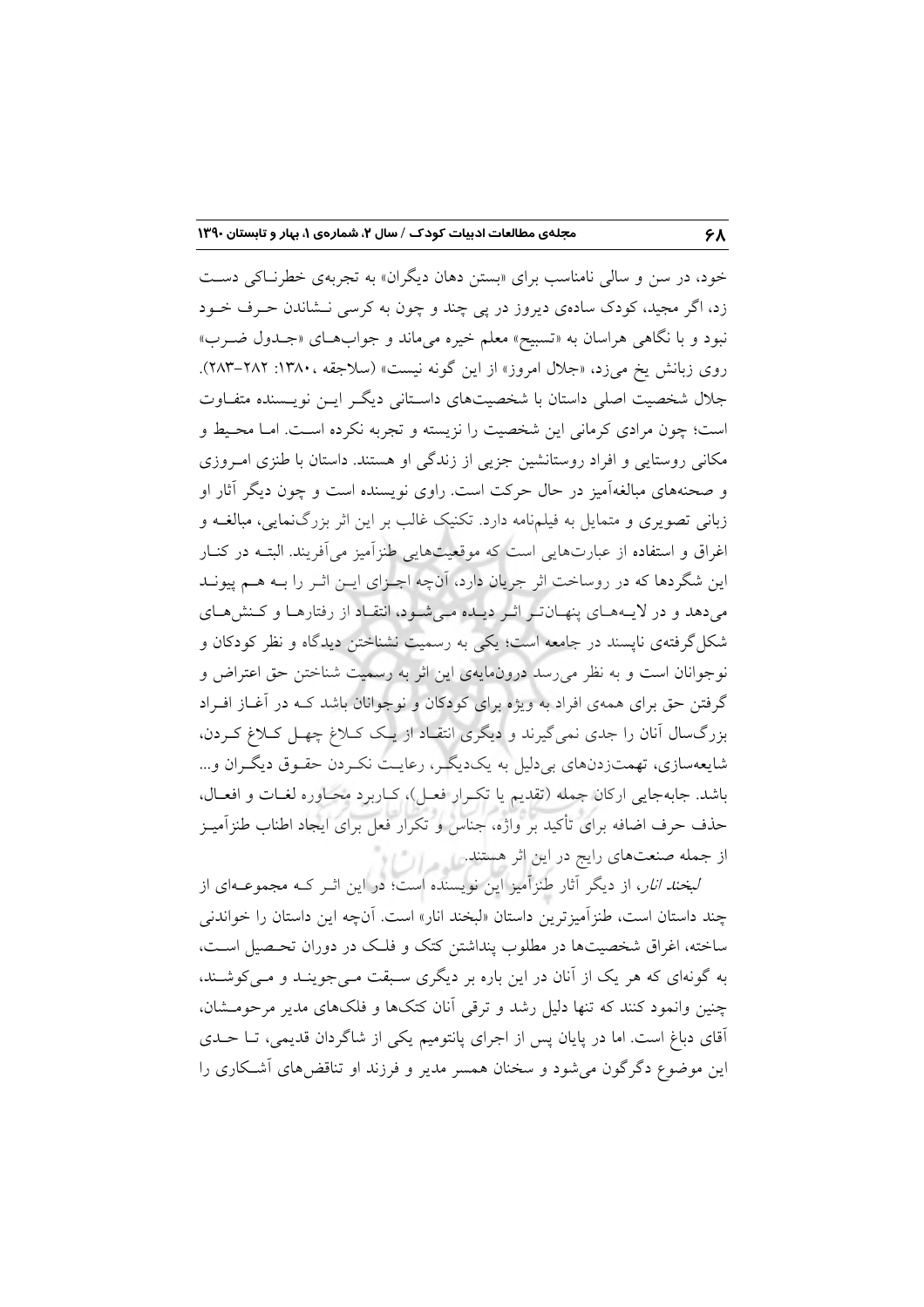خود، در سن و سالی نامناسب برای «بستن دهان دیگران» به تجربه‌ی خطرناکی دست زد، اگر مجید، کودک ساده‌ی دیروز در پی چند و چون به کرسی نشاندن حرف خود نبود و با نگاهی هراسان به «تسبیح» معلم خیره می‌ماند و جواب‌های «جدول ضرب» روی زبانش یخ می‌زد، «جلال امروز» از این گونه نیست» (سلاجقه، ۱۳۸۰: ۲۸۲–۲۸۳). جلال شخصیت اصلی داستان با شخصیت‌های داستانی دیگر این نویسنده متفاوت است؛ چون مرادی کرمانی این شخصیت را نزیسته و تجربه نکرده است. اما محیط و مکانی روستایی و افراد روستانشین جزیی از زندگی او هستند. داستان با طنزی امروزی و صحنه‌های مبالغه‌آمیز در حال حرکت است. راوی نویسنده است و چون دیگر آثار او زبانی تصویری و متمایل به فیلم‌نامه دارد. تکنیک غالب بر این اثر بزرگ‌نمایی، مبالغه و اغراق و استفاده از عبارت‌هایی است که موقعیت‌هایی طنزآمیز می‌آفریند. البته در کنار این شگردها که در روساخت اثر جریان دارد، آن‌چه اجزای این اثر را به هم پیوند می‌دهد و در لایه‌های پنهان‌تر اثر دیده می‌شود، انتقاد از رفتارها و کنش‌های شکل‌گرفته‌ی ناپسند در جامعه است؛ یکی به رسمیت نشناختن دیدگاه و نظر کودکان و نوجوانان است و به نظر می‌رسد درون‌مایه‌ی این اثر به رسمیت شناختن حق اعتراض و گرفتن حق برای همه‌ی افراد به ویژه برای کودکان و نوجوانان باشد که در آغاز افراد بزرگ‌سال آنان را جدی نمی‌گیرند و دیگری انتقاد از یک کلاغ چهل کلاغ کردن، شایعه‌سازی، تهمت‌زدن‌های بی‌دلیل به یک‌دیگر، رعایت نکردن حقوق دیگران و... باشد. جابه‌جایی ارکان جمله (تقدیم یا تکرار فعل)، کاربرد محاوره لغات و افعال، حذف حرف اضافه برای تأکید بر واژه، جناس و تکرار فعل برای ایجاد اطناب طنزآمیز از جمله صنعت‌های رایج در این اثر هستند.

*لبخند انار*، از دیگر آثار طنزآمیز این نویسنده است؛ در این اثر که مجموعه‌ای از چند داستان است، طنزآمیزترین داستان «لبخند انار» است. آن‌چه این داستان را خواندنی ساخته، اغراق شخصیت‌ها در مطلوب پنداشتن کتک و فلک در دوران تحصیل است، به گونه‌ای که هر یک از آنان در این باره بر دیگری سبقت می‌جویند و می‌کوشند، چنین وانمود کنند که تنها دلیل رشد و ترقی آنان کتک‌ها و فلک‌های مدیر مرحومشان، آقای دباغ است. اما در پایان پس از اجرای پانتومیم یکی از شاگردان قدیمی، تا حدی این موضوع دگرگون می‌شود و سخنان همسر مدیر و فرزند او تناقض‌های آشکاری را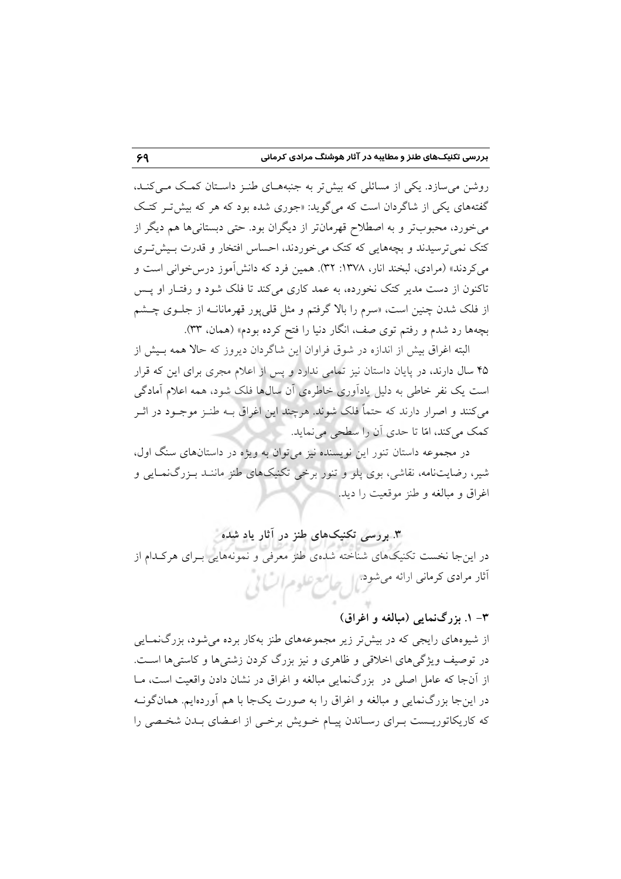روشن می‌سازد. یکی از مسائلی که بیش‌تر به جنبه‌های طنز داستان کمک می‌کند، گفته‌های یکی از شاگردان است که می‌گوید: «جوری شده بود که هر که بیش‌تر کتک می‌خورد، محبوب‌تر و به اصطلاح قهرمان‌تر از دیگران بود. حتی دبستانی‌ها هم دیگر از کتک نمی‌ترسیدند و بچه‌هایی که کتک می‌خوردند، احساس افتخار و قدرت بیش‌تری می‌کردند» (مرادی، لبخند انار، ۱۳۷۸: ۳۲). همین فرد که دانش‌آموز درس‌خوانی است و تاکنون از دست مدیر کتک نخورده، به عمد کاری می‌کند تا فلک شود و رفتار او پس از فلک شدن چنین است، «سرم را بالا گرفتم و مثل قلی‌پور قهرمانانه از جلوی چشم بچه‌ها رد شدم و رفتم توی صف، انگار دنیا را فتح کرده بودم» (همان، ۳۳).

البته اغراق بیش از اندازه در شوق فراوان این شاگردان دیروز که حالا همه بیش از ۴۵ سال دارند، در پایان داستان نیز تمامی ندارد و پس از اعلام مجری برای این که قرار است یک نفر خاطی به دلیل یادآوری خاطره‌ی آن سال‌ها فلک شود، همه اعلام آمادگی می‌کنند و اصرار دارند که حتماً فلک شوند. هرچند این اغراق به طنز موجود در اثر کمک می‌کند، امّا تا حدی آن را سطحی می‌نماید.

در مجموعه داستان تنور این نویسنده نیز می‌توان به ویژه در داستان‌های سنگ اول، شیر، رضایت‌نامه، نقاشی، بوی پلو و تنور برخی تکنیک‌های طنز مانند بزرگ‌نمایی و اغراق و مبالغه و طنز موقعیت را دید.

## ۳. بررسی تکنیک‌های طنز در آثار یاد شده

در این‌جا نخست تکنیک‌های شناخته شده‌ی طنز معرفی و نمونه‌هایی برای هرکدام از آثار مرادی کرمانی ارائه می‌شود.

### ۳- ۱. بزرگ‌نمایی (مبالغه و اغراق)

از شیوه‌های رایجی که در بیش‌تر زیر مجموعه‌های طنز به‌کار برده می‌شود، بزرگ‌نمایی در توصیف ویژگی‌های اخلاقی و ظاهری و نیز بزرگ کردن زشتی‌ها و کاستی‌ها است. از آن‌جا که عامل اصلی در بزرگ‌نمایی مبالغه و اغراق در نشان دادن واقعیت است، ما در این‌جا بزرگ‌نمایی و مبالغه و اغراق را به صورت یک‌جا با هم آورده‌ایم. همان‌گونه که کاریکاتوریست برای رساندن پیام خویش برخی از اعضای بدن شخصی را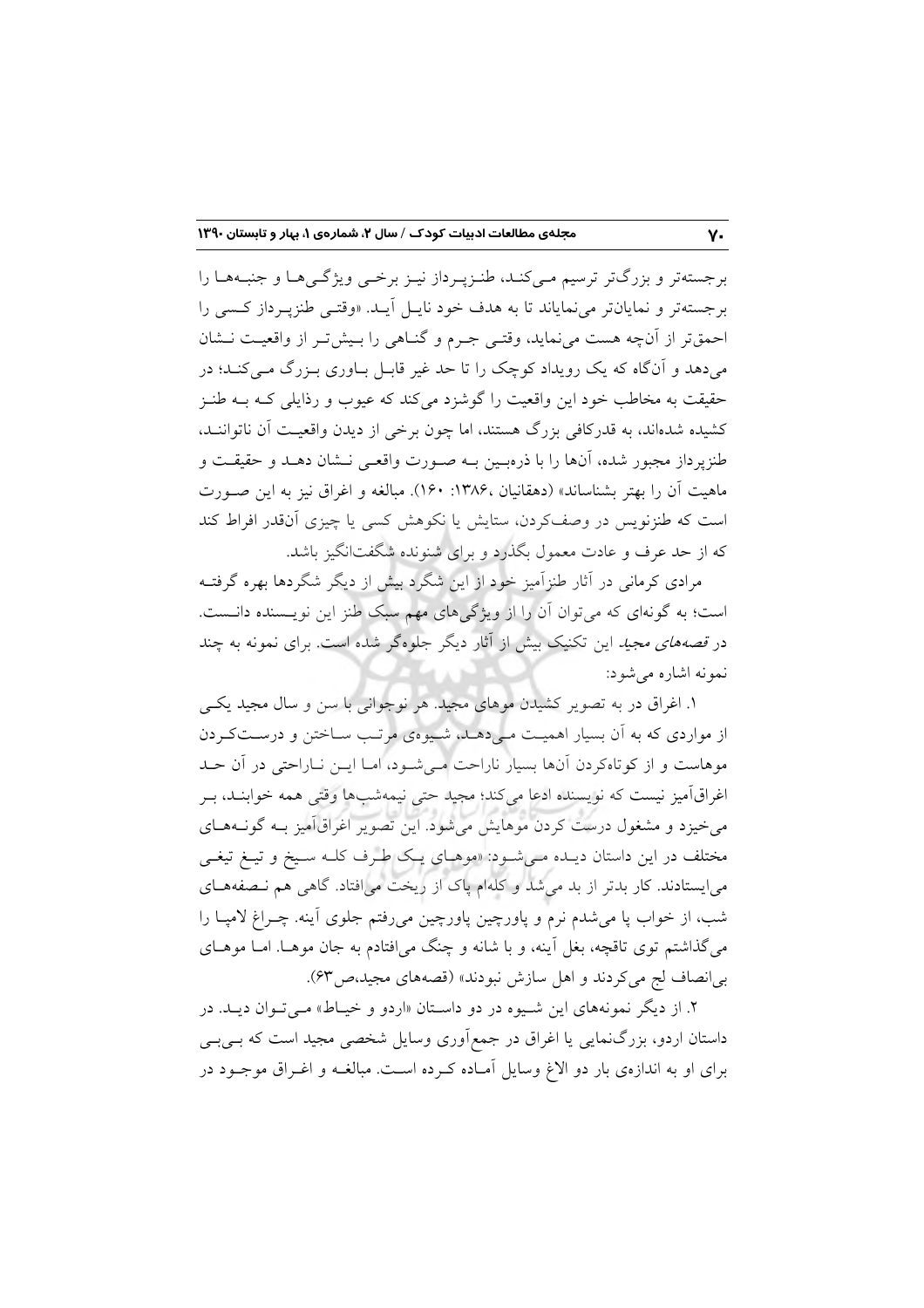برجسته‌تر و بزرگ‌تر ترسیم می‌کند، طنزپرداز نیز برخی ویژگی‌ها و جنبه‌ها را برجسته‌تر و نمایان‌تر می‌نمایاند تا به هدف خود نایل آید. «وقتی طنزپرداز کسی را احمق‌تر از آن‌چه هست می‌نماید، وقتی جرم و گناهی را بیش‌تر از واقعیت نشان می‌دهد و آن‌گاه که یک رویداد کوچک را تا حد غیر قابل باوری بزرگ می‌کند؛ در حقیقت به مخاطب خود این واقعیت را گوشزد می‌کند که عیوب و رذایلی که به طنز کشیده شده‌اند، به قدرکافی بزرگ هستند، اما چون برخی از دیدن واقعیت آن ناتوانند، طنزپرداز مجبور شده، آن‌ها را با ذره‌بین به صورت واقعی نشان دهد و حقیقت و ماهیت آن را بهتر بشناساند» (دهقانیان ،۱۳۸۶: ۱۶۰). مبالغه و اغراق نیز به این صورت است که طنزنویس در وصف‌کردن، ستایش یا نکوهش کسی یا چیزی آن‌قدر افراط کند که از حد عرف و عادت معمول بگذرد و برای شنونده شگفت‌انگیز باشد.

مرادی کرمانی در آثار طنزآمیز خود از این شگرد بیش از دیگر شگردها بهره گرفته است؛ به گونه‌ای که می‌توان آن را از ویژگی‌های مهم سبک طنز این نویسنده دانست. در *قصه‌های مجید* این تکنیک بیش از آثار دیگر جلوه‌گر شده است. برای نمونه به چند نمونه اشاره می‌شود:

۱. اغراق در به تصویر کشیدن موهای مجید. هر نوجوانی با سن و سال مجید یکی از مواردی که به آن بسیار اهمیت می‌دهد، شیوه‌ی مرتب ساختن و درست‌کردن موهاست و از کوتاه‌کردن آن‌ها بسیار ناراحت می‌شود، اما این ناراحتی در آن حد اغراق‌آمیز نیست که نویسنده ادعا می‌کند؛ مجید حتی نیمه‌شب‌ها وقتی همه خوابند، بر می‌خیزد و مشغول درست کردن موهایش می‌شود. این تصویر اغراق‌آمیز به گونه‌های مختلف در این داستان دیده می‌شود: «موهای یک طرف کله سیخ و تیغ تیغی می‌ایستادند. کار بدتر از بد می‌شد و کله‌ام پاک از ریخت می‌افتاد. گاهی هم نصفه‌های شب، از خواب پا می‌شدم نرم و پاورچین پاورچین می‌رفتم جلوی آینه. چراغ لامپا را می‌گذاشتم توی تاقچه، بغل آینه، و با شانه و چنگ می‌افتادم به جان موها. اما موهای بی‌انصاف لج می‌کردند و اهل سازش نبودند» (قصه‌های مجید،ص۶۳).

۲. از دیگر نمونه‌های این شیوه در دو داستان «اردو و خیاط» می‌توان دید. در داستان اردو، بزرگ‌نمایی یا اغراق در جمع‌آوری وسایل شخصی مجید است که بی‌بی برای او به اندازه‌ی بار دو الاغ وسایل آماده کرده است. مبالغه و اغراق موجود در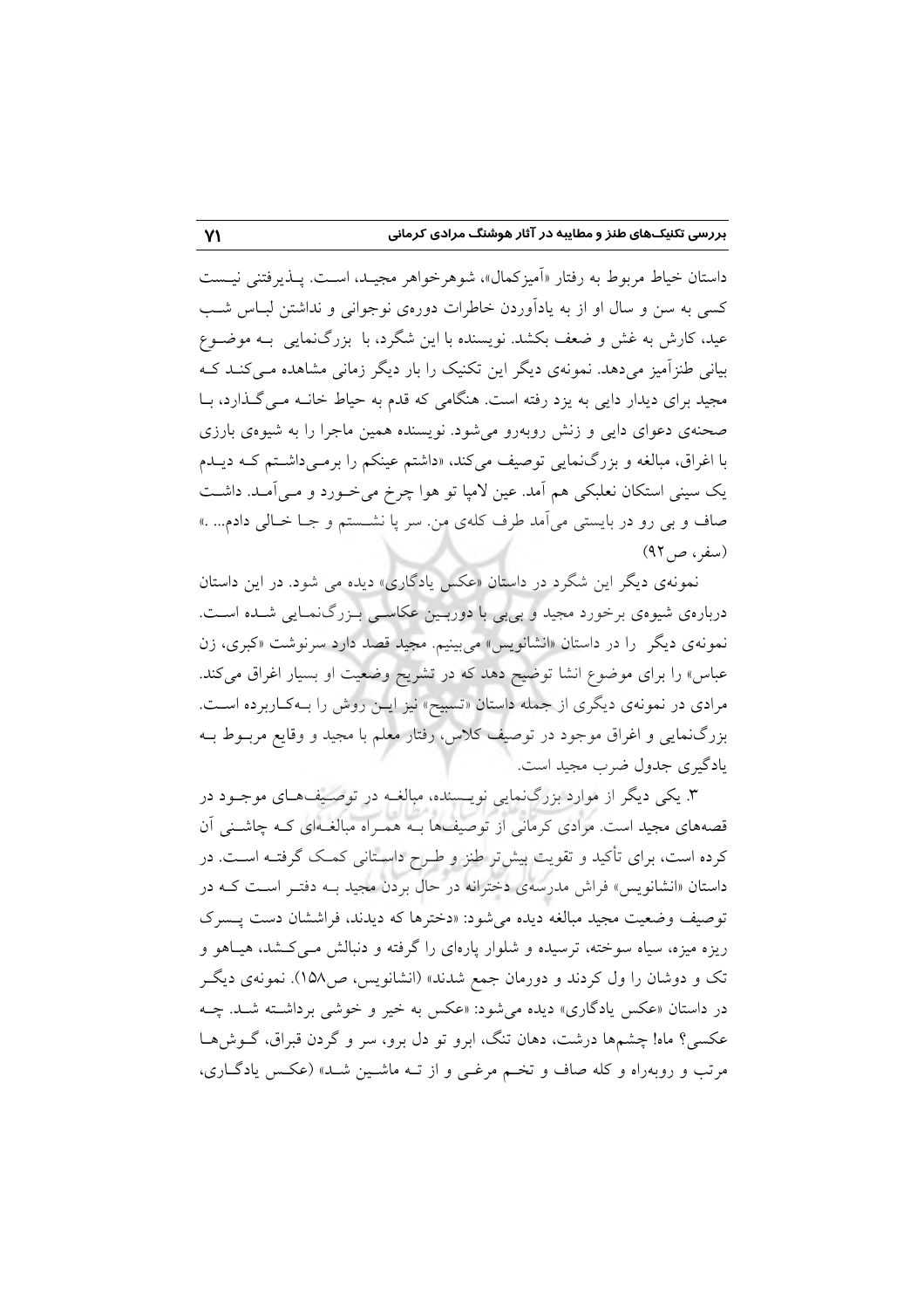داستان خیاط مربوط به رفتار «آمیزکمال»، شوهرخواهر مجید، است. پذیرفتنی نیست کسی به سن و سال او از به یادآوردن خاطرات دوره‌ی نوجوانی و نداشتن لباس شب عید، کارش به غش و ضعف بکشد. نویسنده با این شگرد، با بزرگ‌نمایی به موضوع بیانی طنزآمیز می‌دهد. نمونه‌ی دیگر این تکنیک را بار دیگر زمانی مشاهده می‌کند که مجید برای دیدار دایی به یزد رفته است. هنگامی که قدم به حیاط خانه می‌گذارد، با صحنه‌ی دعوای دایی و زنش روبه‌رو می‌شود. نویسنده همین ماجرا را به شیوه‌ی بارزی با اغراق، مبالغه و بزرگ‌نمایی توصیف می‌کند، «داشتم عینکم را برمی‌داشتم که دیدم یک سینی استکان نعلبکی هم آمد. عین لامپا تو هوا چرخ می‌خورد و می‌آمد. داشت صاف و بی رو در بایستی می‌آمد طرف کله‌ی من. سر پا نشستم و جا خالی دادم... .» (سفر، ص۹۲)

نمونه‌ی دیگر این شگرد در داستان «عکس یادگاری» دیده می شود. در این داستان درباره‌ی شیوه‌ی برخورد مجید و بی‌بی با دوربین عکاسی بزرگ‌نمایی شده است. نمونه‌ی دیگر را در داستان «انشانویس» می‌بینیم. مجید قصد دارد سرنوشت «کبری، زن عباس» را برای موضوع انشا توضیح دهد که در تشریح وضعیت او بسیار اغراق می‌کند. مرادی در نمونه‌ی دیگری از جمله داستان «تسبیح» نیز این روش را به‌کاربرده است. بزرگ‌نمایی و اغراق موجود در توصیف کلاس، رفتار معلم با مجید و وقایع مربوط به یادگیری جدول ضرب مجید است.

۳. یکی دیگر از موارد بزرگ‌نمایی نویسنده، مبالغه در توصیف‌های موجود در قصه‌های مجید است. مرادی کرمانی از توصیف‌ها به همراه مبالغه‌ای که چاشنی آن کرده است، برای تأکید و تقویت بیش‌تر طنز و طرح داستانی کمک گرفته است. در داستان «انشانویس» فراش مدرسه‌ی دخترانه در حال بردن مجید به دفتر است که در توصیف وضعیت مجید مبالغه دیده می‌شود: «دخترها که دیدند، فراششان دست پسرک ریزه میزه، سیاه سوخته، ترسیده و شلوار پاره‌ای را گرفته و دنبالش می‌کشد، هیاهو و تک و دوشان را ول کردند و دورمان جمع شدند» (انشانویس، ص۱۵۸). نمونه‌ی دیگر در داستان «عکس یادگاری» دیده می‌شود: «عکس به خیر و خوشی برداشته شد. چه عکسی؟ ماه! چشم‌ها درشت، دهان تنگ، ابرو تو دل برو، سر و گردن قبراق، گوش‌ها مرتب و روبه‌راه و کله صاف و تخم مرغی و از ته ماشین شد» (عکس یادگاری،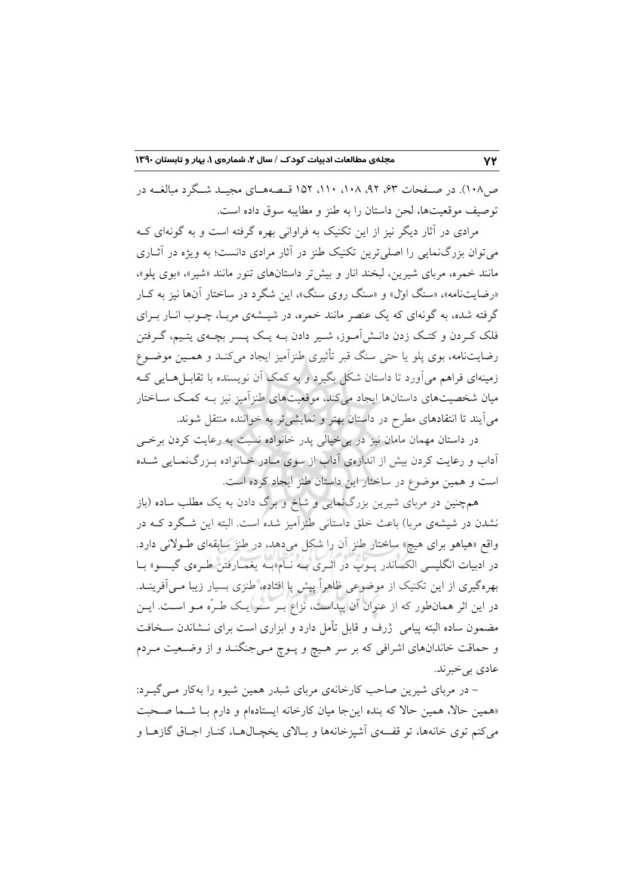ص۱۰۸). در صفحات ۶۳، ۹۲، ۱۰۸، ۱۱۰، ۱۵۲ قصه‌های مجید شگرد مبالغه در توصیف موقعیت‌ها، لحن داستان را به طنز و مطایبه سوق داده است.

مرادی در آثار دیگر نیز از این تکنیک به فراوانی بهره گرفته است و به گونه‌ای که می‌توان بزرگ‌نمایی را اصلی‌ترین تکنیک طنز در آثار مرادی دانست؛ به ویژه در آثاری مانند خمره، مربای شیرین، لبخند انار و بیش‌تر داستان‌های تنور مانند «شیر»، «بوی پلو»، «رضایت‌نامه»، «سنگ اوّل» و «سنگ روی سنگ»، این شگرد در ساختار آن‌ها نیز به کار گرفته شده، به گونه‌ای که یک عنصر مانند خمره، در شیشه‌ی مربا، چوب انار برای فلک کردن و کتک زدن دانش‌آموز، شیر دادن به یک پسر بچه‌ی یتیم، گرفتن رضایت‌نامه، بوی پلو یا حتی سنگ قبر تأثیری طنزآمیز ایجاد می‌کند و همین موضوع زمینه‌ای فراهم می‌آورد تا داستان شکل بگیرد و به کمک آن نویسنده با تقابل‌هایی که میان شخصیت‌های داستان‌ها ایجاد می‌کند، موقعیت‌های طنزآمیز نیز به کمک ساختار می‌آیند تا انتقادهای مطرح در داستان بهتر و نمایشی‌تر به خواننده منتقل شوند.

در داستان مهمان مامان نیز در بی‌خیالی پدر خانواده نسبت به رعایت کردن برخی آداب و رعایت کردن بیش از اندازه‌ی آداب از سوی مادر خانواده بزرگ‌نمایی شده است و همین موضوع در ساختار این داستان طنز ایجاد کرده است.

هم‌چنین در مربای شیرین بزرگ‌نمایی و شاخ و برگ دادن به یک مطلب ساده (باز نشدن در شیشه‌ی مربا) باعث خلق داستانی طنزآمیز شده است. البته این شگرد که در واقع «هیاهو برای هیچ» ساختار طنز آن را شکل می‌دهد، در طنز سابقه‌ای طولانی دارد. در ادبیات انگلیسی الکساندر پوپ در اثری به نام «به یغمارفتن طره‌ی گیسو» با بهره‌گیری از این تکنیک از موضوعی ظاهراً پیش پا افتاده، طنزی بسیار زیبا می‌آفریند. در این اثر همان‌طور که از عنوان آن پیداست، نزاع بر سر یک طرّه مو است. این مضمون ساده البته پیامی ژرف و قابل تأمل دارد و ابزاری است برای نشاندن سخافت و حماقت خاندان‌های اشرافی که بر سر هیچ و پوچ می‌جنگند و از وضعیت مردم عادی بی‌خبرند.

– در مربای شیرین صاحب کارخانه‌ی مربای شبدر همین شیوه را به‌کار می‌گیرد: «همین حالا، همین حالا که بنده این‌جا میان کارخانه ایستاده‌ام و دارم با شما صحبت می‌کنم توی خانه‌ها، تو قفسه‌ی آشپزخانه‌ها و بالای یخچال‌ها، کنار اجاق گازها و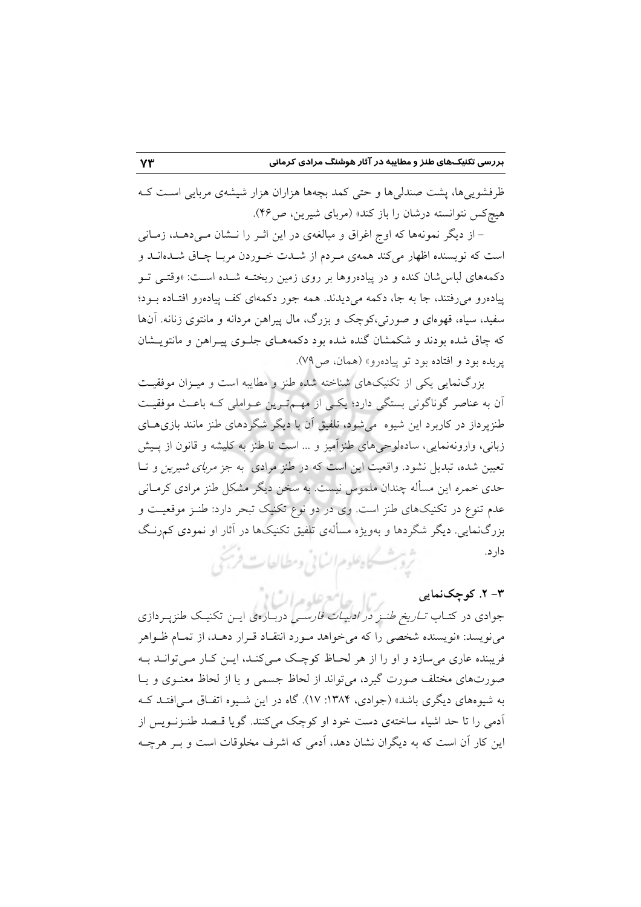ظرفشویی‌ها، پشت صندلی‌ها و حتی کمد بچه‌ها هزاران هزار شیشه‌ی مربایی است که هیچ‌کس نتوانسته درشان را باز کند» (مربای شیرین، ص۴۶).

– از دیگر نمونه‌ها که اوج اغراق و مبالغه‌ی در این اثر را نشان می‌دهد، زمانی است که نویسنده اظهار می‌کند همه‌ی مردم از شدت خوردن مربا چاق شده‌اند و دکمه‌های لباس‌شان کنده و در پیاده‌روها بر روی زمین ریخته شده است: «وقتی تو پیاده‌رو می‌رفتند، جا به جا، دکمه می‌دیدند. همه جور دکمه‌ای کف پیاده‌رو افتاده بود؛ سفید، سیاه، قهوه‌ای و صورتی،کوچک و بزرگ، مال پیراهن مردانه و مانتوی زنانه. آن‌ها که چاق شده بودند و شکمشان گنده شده بود دکمه‌های جلوی پیراهن و مانتوی‌شان پریده بود و افتاده بود تو پیاده‌رو» (همان، ص۷۹).

بزرگ‌نمایی یکی از تکنیک‌های شناخته شده طنز و مطایبه است و میزان موفقیت آن به عناصر گوناگونی بستگی دارد؛ یکی از مهم‌ترین عواملی که باعث موفقیت طنزپرداز در کاربرد این شیوه می‌شود، تلفیق آن با دیگر شگردهای طنز مانند بازی‌های زبانی، وارونه‌نمایی، ساده‌لوحی‌های طنزآمیز و ... است تا طنز به کلیشه و قانون از پیش تعیین شده، تبدیل نشود. واقعیت این است که در طنز مرادی به جز *مربای شیرین* و تا حدی خمره این مسأله چندان ملموس نیست. به سخن دیگر مشکل طنز مرادی کرمانی عدم تنوع در تکنیک‌های طنز است. وی در دو نوع تکنیک تبحر دارد: طنز موقعیت و بزرگ‌نمایی. دیگر شگردها و به‌ویژه مسأله‌ی تلفیق تکنیک‌ها در آثار او نمودی کم‌رنگ دارد.

### ۳- ۲. کوچک‌نمایی

جوادی در کتاب *تاریخ طنز در ادبیات فارسی* درباره‌ی این تکنیک طنزپردازی می‌نویسد: «نویسنده شخصی را که می‌خواهد مورد انتقاد قرار دهد، از تمام ظواهر فریبنده عاری می‌سازد و او را از هر لحاظ کوچک می‌کند، این کار می‌تواند به صورت‌های مختلف صورت گیرد، می‌تواند از لحاظ جسمی و یا از لحاظ معنوی و یا به شیوه‌های دیگری باشد» (جوادی، ۱۳۸۴: ۱۷). گاه در این شیوه اتفاق می‌افتد که آدمی را تا حد اشیاء ساخته‌ی دست خود او کوچک می‌کنند. گویا قصد طنزنویس از این کار آن است که به دیگران نشان دهد، آدمی که اشرف مخلوقات است و بر هرچه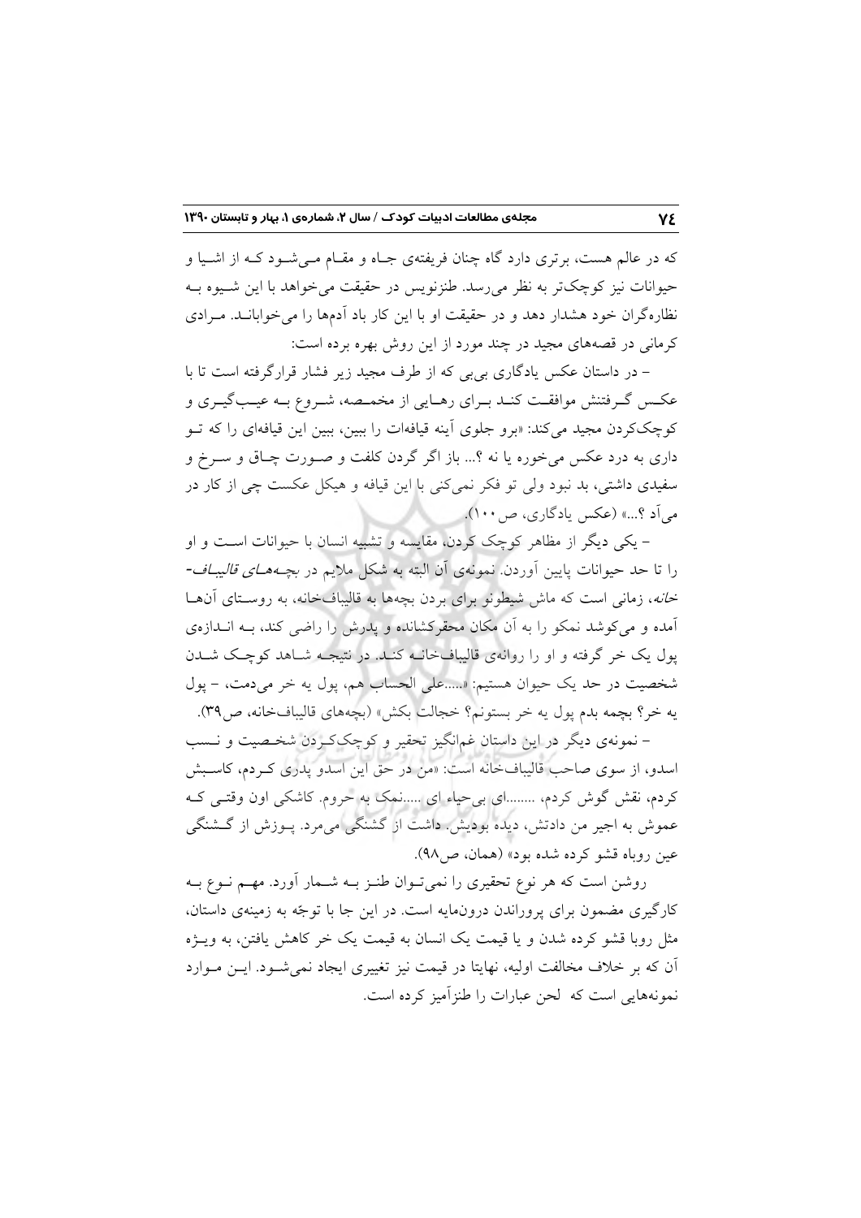که در عالم هست، برتری دارد گاه چنان فریفته‌ی جاه و مقام می‌شود که از اشیا و حیوانات نیز کوچک‌تر به نظر می‌رسد. طنزنویس در حقیقت می‌خواهد با این شیوه به نظاره‌گران خود هشدار دهد و در حقیقت او با این کار باد آدم‌ها را می‌خواباند. مرادی کرمانی در قصه‌های مجید در چند مورد از این روش بهره برده است:

– در داستان عکس یادگاری بی‌بی که از طرف مجید زیر فشار قرارگرفته است تا با عکس گرفتنش موافقت کند برای رهایی از مخمصه، شروع به عیب‌گیری و کوچک‌کردن مجید می‌کند: «برو جلوی آینه قیافه‌ات را ببین، ببین این قیافه‌ای را که تو داری به درد عکس می‌خوره یا نه ؟... باز اگر گردن کلفت و صورت چاق و سرخ و سفیدی داشتی، بد نبود ولی تو فکر نمی‌کنی با این قیافه و هیکل عکست چی از کار در می‌آد ؟...» (عکس یادگاری، ص۱۰۰).

– یکی دیگر از مظاهر کوچک کردن، مقایسه و تشبیه انسان با حیوانات است و او را تا حد حیوانات پایین آوردن. نمونه‌ی آن البته به شکل ملایم در *بچه‌های قالیباف‌خانه*، زمانی است که ماش شیطونو برای بردن بچه‌ها به قالیباف‌خانه، به روستای آن‌ها آمده و می‌کوشد نمکو را به آن مکان محقرکشانده و پدرش را راضی کند، به اندازه‌ی پول یک خر گرفته و او را روانه‌ی قالیباف‌خانه کند. در نتیجه شاهد کوچک شدن شخصیت در حد یک حیوان هستیم: «.....علی الحساب هم، پول یه خر می‌دمت، – پول یه خر؟ بچمه بدم پول یه خر بستونم؟ خجالت بکش» (بچه‌های قالیباف‌خانه، ص۳۹).

– نمونه‌ی دیگر در این داستان غم‌انگیز تحقیر و کوچک‌کردن شخصیت و نسب اسدو، از سوی صاحب قالیباف‌خانه است: «من در حق این اسدو پدری کردم، کاسبش کردم، نقش گوش کردم، ........ای بی‌حیاء ای .....نمک به حروم. کاشکی اون وقتی که عموش به اجیر من دادتش، دیده بودیش. داشت از گشنگی می‌مرد. پوزش از گشنگی عین روباه قشو کرده شده بود» (همان، ص۹۸).

روشن است که هر نوع تحقیری را نمی‌توان طنز به شمار آورد. مهم نوع به کارگیری مضمون برای پروراندن درون‌مایه است. در این جا با توجّه به زمینه‌ی داستان، مثل روبا قشو کرده شدن و یا قیمت یک انسان به قیمت یک خر کاهش یافتن، به ویژه آن که بر خلاف مخالفت اولیه، نهایتا در قیمت نیز تغییری ایجاد نمی‌شود. این موارد نمونه‌هایی است که لحن عبارات را طنزآمیز کرده است.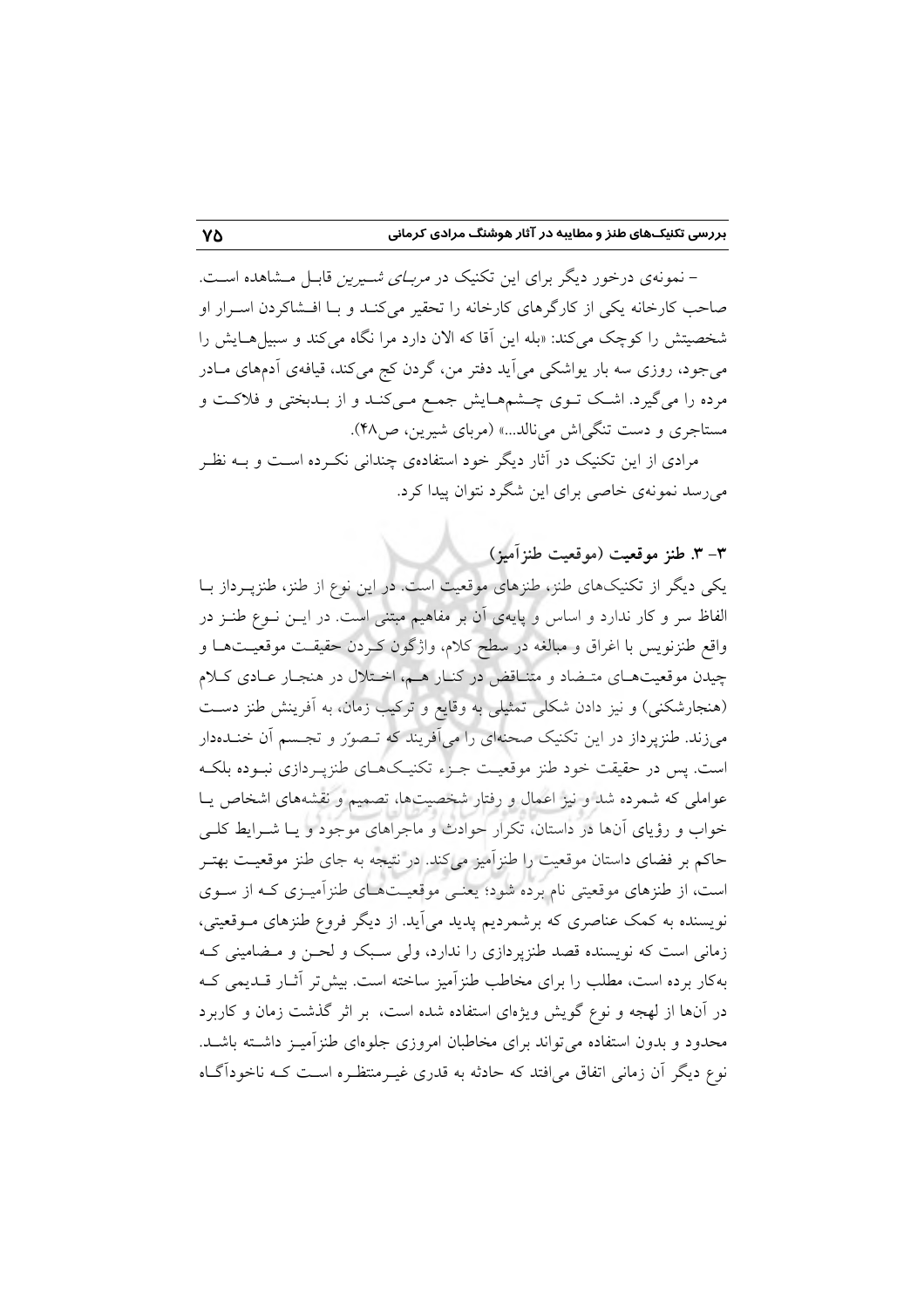– نمونه‌ی درخور دیگر برای این تکنیک در *مربای شیرین* قابل مشاهده است. صاحب کارخانه یکی از کارگرهای کارخانه را تحقیر می‌کند و با افشاکردن اسرار او شخصیتش را کوچک می‌کند: «بله این آقا که الان دارد مرا نگاه می‌کند و سبیل‌هایش را می‌جود، روزی سه بار یواشکی می‌آید دفتر من، گردن کج می‌کند، قیافه‌ی آدمهای مادر مرده را می‌گیرد. اشک توی چشم‌هایش جمع می‌کند و از بدبختی و فلاکت و مستاجری و دست تنگی‌اش می‌نالد...» (مربای شیرین، ص۴۸).

مرادی از این تکنیک در آثار دیگر خود استفاده‌ی چندانی نکرده است و به نظر می‌رسد نمونه‌ی خاصی برای این شگرد نتوان پیدا کرد.

## ۳- ۳. طنز موقعیت (موقعیت طنزآمیز)

یکی دیگر از تکنیک‌های طنز، طنزهای موقعیت است. در این نوع از طنز، طنزپرداز با الفاظ سر و کار ندارد و اساس و پایه‌ی آن بر مفاهیم مبتنی است. در این نوع طنز در واقع طنزنویس با اغراق و مبالغه در سطح کلام، واژگون کردن حقیقت موقعیت‌ها و چیدن موقعیت‌های متضاد و متناقض در کنار هم، اختلال در هنجار عادی کلام (هنجارشکنی) و نیز دادن شکلی تمثیلی به وقایع و ترکیب زمان، به آفرینش طنز دست می‌زند. طنزپرداز در این تکنیک صحنه‌ای را می‌آفریند که تصوّر و تجسم آن خنده‌دار است. پس در حقیقت خود طنز موقعیت جزء تکنیک‌های طنزپردازی نبوده بلکه عواملی که شمرده شد و نیز اعمال و رفتار شخصیت‌ها، تصمیم و نقشه‌های اشخاص یا خواب و رؤیای آن‌ها در داستان، تکرار حوادث و ماجراهای موجود و یا شرایط کلی حاکم بر فضای داستان موقعیت را طنزآمیز می‌کند. در نتیجه به جای طنز موقعیت بهتر است، از طنزهای موقعیتی نام برده شود؛ یعنی موقعیت‌های طنزآمیزی که از سوی نویسنده به کمک عناصری که برشمردیم پدید می‌آید. از دیگر فروع طنزهای موقعیتی، زمانی است که نویسنده قصد طنزپردازی را ندارد، ولی سبک و لحن و مضامینی که به‌کار برده است، مطلب را برای مخاطب طنزآمیز ساخته است. بیش‌تر آثار قدیمی که در آن‌ها از لهجه و نوع گویش ویژه‌ای استفاده شده است، بر اثر گذشت زمان و کاربرد محدود و بدون استفاده می‌تواند برای مخاطبان امروزی جلوه‌ای طنزآمیز داشته باشد. نوع دیگر آن زمانی اتفاق می‌افتد که حادثه به قدری غیرمنتظره است که ناخودآگاه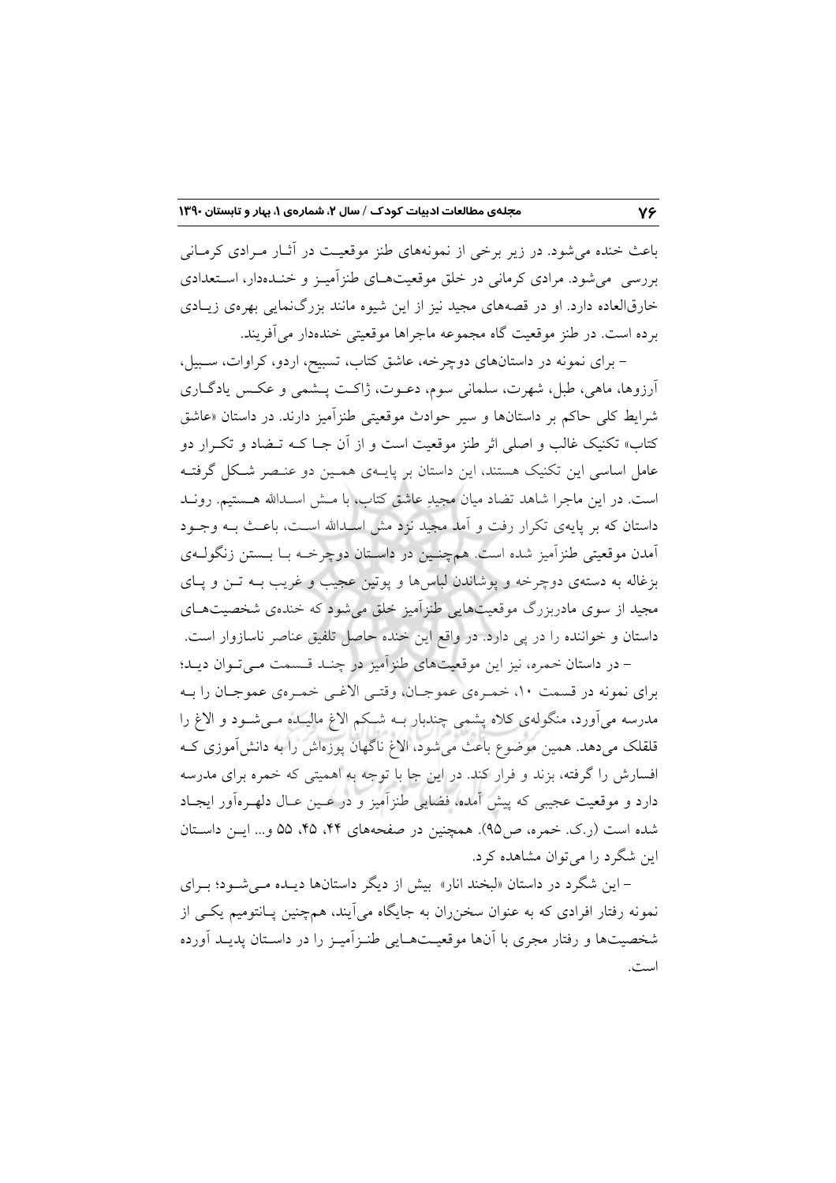باعث خنده می‌شود. در زیر برخی از نمونه‌های طنز موقعیت در آثار مرادی کرمانی بررسی می‌شود. مرادی کرمانی در خلق موقعیت‌های طنزآمیز و خنده‌دار، استعدادی خارق‌العاده دارد. او در قصه‌های مجید نیز از این شیوه مانند بزرگ‌نمایی بهره‌ی زیادی برده است. در طنز موقعیت گاه مجموعه ماجراها موقعیتی خنده‌دار می‌آفریند.

– برای نمونه در داستان‌های دوچرخه، عاشق کتاب، تسبیح، اردو، کراوات، سبیل، آرزوها، ماهی، طبل، شهرت، سلمانی سوم، دعوت، ژاکت پشمی و عکس یادگاری شرایط کلی حاکم بر داستان‌ها و سیر حوادث موقعیتی طنزآمیز دارند. در داستان «عاشق کتاب» تکنیک غالب و اصلی اثر طنز موقعیت است و از آن جا که تضاد و تکرار دو عامل اساسی این تکنیک هستند، این داستان بر پایه‌ی همین دو عنصر شکل گرفته است. در این ماجرا شاهد تضاد میان مجیدِ عاشق کتاب، با مش اسدالله هستیم. روند داستان که بر پایه‌ی تکرار رفت و آمد مجید نزد مش اسدالله است، باعث به وجود آمدن موقعیتی طنزآمیز شده است. همچنین در داستان دوچرخه با بستن زنگوله‌ی بزغاله به دسته‌ی دوچرخه و پوشاندن لباس‌ها و پوتین عجیب و غریب به تن و پای مجید از سوی مادربزرگ موقعیت‌هایی طنزآمیز خلق می‌شود که خنده‌ی شخصیت‌های داستان و خواننده را در پی دارد. در واقع این خنده حاصل تلفیق عناصر ناسازوار است.

– در داستان خمره، نیز این موقعیت‌های طنزآمیز در چند قسمت می‌توان دید؛ برای نمونه در قسمت ۱۰، خمره‌ی عموجان، وقتی الاغی خمره‌ی عموجان را به مدرسه می‌آورد، منگوله‌ی کلاه پشمی چندبار به شکم الاغ مالیده می‌شود و الاغ را قلقلک می‌دهد. همین موضوع باعث می‌شود، الاغ ناگهان پوزه‌اش را به دانش‌آموزی که افسارش را گرفته، بزند و فرار کند. در این جا با توجه به اهمیتی که خمره برای مدرسه دارد و موقعیت عجیبی که پیش آمده، فضایی طنزآمیز و در عین حال دلهره‌آور ایجاد شده است (ر.ک. خمره، ص۹۵). همچنین در صفحه‌های ۴۴، ۴۵، ۵۵ و... این داستان این شگرد را می‌توان مشاهده کرد.

– این شگرد در داستان «لبخند انار» بیش از دیگر داستان‌ها دیده می‌شود؛ برای نمونه رفتار افرادی که به عنوان سخنران به جایگاه می‌آیند، همچنین پانتومیم یکی از شخصیت‌ها و رفتار مجری با آن‌ها موقعیت‌هایی طنزآمیز را در داستان پدید آورده است.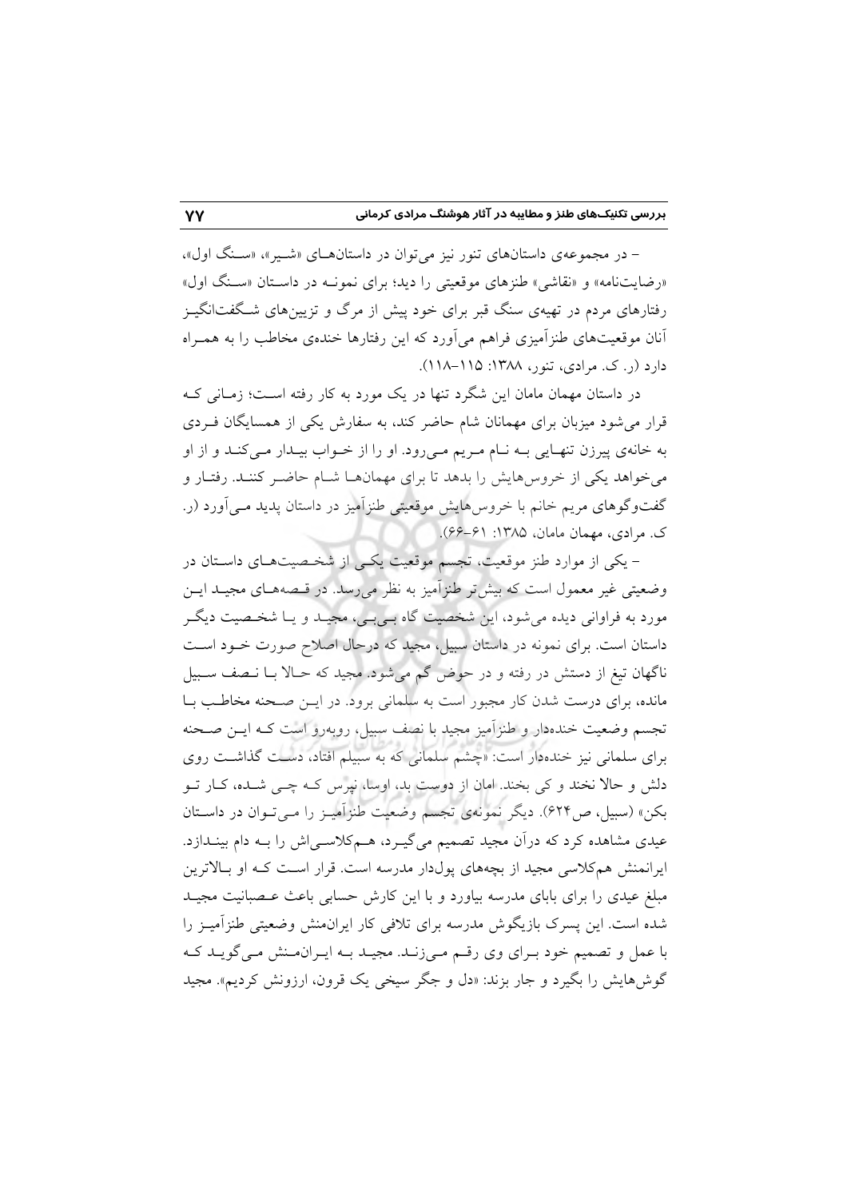– در مجموعه‌ی داستان‌های تنور نیز می‌توان در داستان‌های «شیر»، «سنگ اول»، «رضایت‌نامه» و «نقاشی» طنزهای موقعیتی را دید؛ برای نمونه در داستان «سنگ اول» رفتارهای مردم در تهیه‌ی سنگ قبر برای خود پیش از مرگ و تزیین‌های شگفت‌انگیز آنان موقعیت‌های طنزآمیزی فراهم می‌آورد که این رفتارها خنده‌ی مخاطب را به همراه دارد (ر. ک. مرادی، تنور، ۱۳۸۸: ۱۱۵–۱۱۸).

در داستان مهمان مامان این شگرد تنها در یک مورد به کار رفته است؛ زمانی که قرار می‌شود میزبان برای مهمانان شام حاضر کند، به سفارش یکی از همسایگان فردی به خانه‌ی پیرزن تنهایی به نام مریم می‌رود. او را از خواب بیدار می‌کند و از او می‌خواهد یکی از خروس‌هایش را بدهد تا برای مهمان‌ها شام حاضر کنند. رفتار و گفت‌وگوهای مریم خانم با خروس‌هایش موقعیتی طنزآمیز در داستان پدید می‌آورد (ر. ک. مرادی، مهمان مامان، ۱۳۸۵: ۶۱–۶۶).

– یکی از موارد طنز موقعیت، تجسم موقعیت یکی از شخصیت‌های داستان در وضعیتی غیر معمول است که بیش‌تر طنزآمیز به نظر می‌رسد. در قصه‌های مجید این مورد به فراوانی دیده می‌شود، این شخصیت گاه بی‌بی، مجید و یا شخصیت دیگر داستان است. برای نمونه در داستان سبیل، مجید که درحال اصلاح صورت خود است ناگهان تیغ از دستش در رفته و در حوض گم می‌شود. مجید که حالا با نصف سبیل مانده، برای درست شدن کار مجبور است به سلمانی برود. در این صحنه مخاطب با تجسم وضعیت خنده‌دار و طنزآمیز مجید با نصف سبیل، روبه‌رو است که این صحنه برای سلمانی نیز خنده‌دار است: «چشم سلمانی که به سبیلم افتاد، دست گذاشت روی دلش و حالا نخند و کی بخند. امان از دوست بد، اوسا، نپرس که چی شده، کار تو بکن» (سبیل، ص۶۲۴). دیگر نمونه‌ی تجسم وضعیت طنزآمیز را می‌توان در داستان عیدی مشاهده کرد که درآن مجید تصمیم می‌گیرد، هم‌کلاسی‌اش را به دام بیندازد. ایرانمنش هم‌کلاسی مجید از بچه‌های پول‌دار مدرسه است. قرار است که او بالاترین مبلغ عیدی را برای بابای مدرسه بیاورد و با این کارش حسابی باعث عصبانیت مجید شده است. این پسرک بازیگوش مدرسه برای تلافی کار ایران‌منش وضعیتی طنزآمیز را با عمل و تصمیم خود برای وی رقم می‌زند. مجید به ایران‌منش می‌گوید که گوش‌هایش را بگیرد و جار بزند: «دل و جگر سیخی یک قرون، ارزونش کردیم». مجید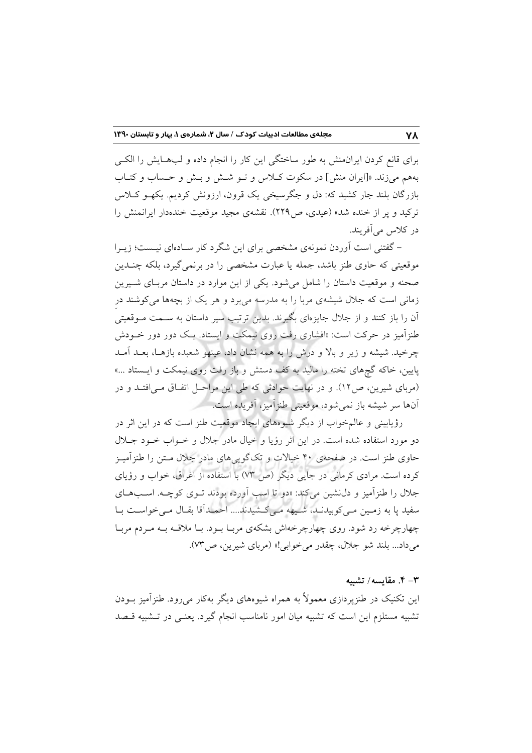برای قانع کردن ایران‌منش به طور ساختگی این کار را انجام داده و لب‌هایش را الکی به‌هم می‌زند. «[ایران منش] در سکوت کلاس و تو شش و بش و حساب و کتاب بازرگان بلند جار کشید که: دل و جگرسیخی یک قرون، ارزونش کردیم. یکهو کلاس ترکید و پر از خنده شد» (عیدی، ص۲۲۹). نقشه‌ی مجید موقعیت خنده‌دار ایرانمنش را در کلاس می‌آفریند.

– گفتنی است آوردن نمونه‌ی مشخصی برای این شگرد کار ساده‌ای نیست؛ زیرا موقعیتی که حاوی طنز باشد، جمله یا عبارت مشخصی را در برنمی‌گیرد، بلکه چندین صحنه و موقعیت داستان را شامل می‌شود. یکی از این موارد در داستان مربای شیرین زمانی است که جلال شیشه‌ی مربا را به مدرسه می‌برد و هر یک از بچه‌ها می‌کوشند درِ آن را باز کنند و از جلال جایزه‌ای بگیرند. بدین ترتیب سیر داستان به سمت موقعیتی طنزآمیز در حرکت است: «افشاری رفت روی نیمکت و ایستاد. یک دور دور خودش چرخید. شیشه و زیر و بالا و درش را به همه نشان داد، عینهو شعبده بازها، بعد آمد پایین، خاکه گچ‌های تخته را مالید به کف دستش و باز رفت روی نیمکت و ایستاد ...» (مربای شیرین، ص۱۲). و در نهایت حوادثی که طی این مراحل اتفاق می‌افتد و در آن‌ها سر شیشه باز نمی‌شود، موقعیتی طنزآمیز، آفریده است.

رؤیابینی و عالم‌خواب از دیگر شیوه‌های ایجاد موقعیت طنز است که در این اثر در دو مورد استفاده شده است. در این اثر رؤیا و خیال مادر جلال و خواب خود جلال حاوی طنز است. در صفحه‌ی ۴۰ خیالات و تک‌گویی‌های مادر جلال متن را طنزآمیز کرده است. مرادی کرمانی در جایی دیگر (ص ۷۳) با استفاده از اغراق، خواب و رؤیای جلال را طنزآمیز و دلنشین می‌کند: «دو تا اسب آورده بودند توی کوچه. اسب‌های سفید پا به زمین می‌کوبیدند، شیهه می‌کشیدند.... احمدآقا بقال می‌خواست با چهارچرخه رد شود. روی چهارچرخه‌اش بشکه‌ی مربا بود. با ملاقه به مردم مربا می‌داد... بلند شو جلال، چقدر می‌خوابی!» (مربای شیرین، ص۷۳).

### ۳- ۴. مقایسه/ تشبیه

این تکنیک در طنزپردازی معمولاً به همراه شیوه‌های دیگر به‌کار می‌رود. طنزآمیز بودن تشبیه مستلزم این است که تشبیه میان امور نامناسب انجام گیرد. یعنی در تشبیه قصد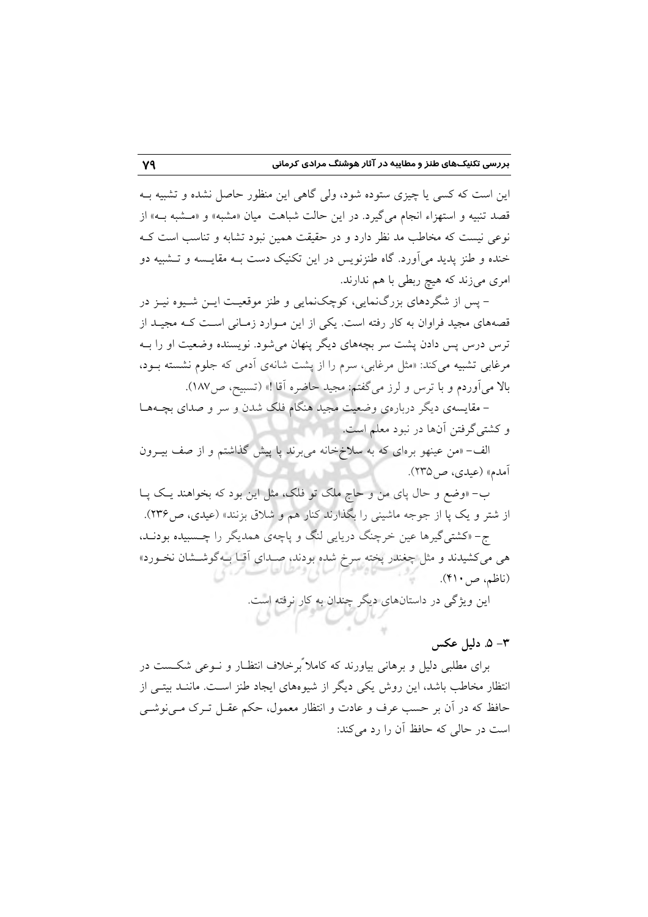این است که کسی یا چیزی ستوده شود، ولی گاهی این منظور حاصل نشده و تشبیه به قصد تنبیه و استهزاء انجام می‌گیرد. در این حالت شباهت میان «مشبه» و «مشبه به» از نوعی نیست که مخاطب مد نظر دارد و در حقیقت همین نبود تشابه و تناسب است که خنده و طنز پدید می‌آورد. گاه طنزنویس در این تکنیک دست به مقایسه و تشبیه دو امری می‌زند که هیچ ربطی با هم ندارند.

– پس از شگردهای بزرگ‌نمایی، کوچک‌نمایی و طنز موقعیت این شیوه نیز در قصه‌های مجید فراوان به کار رفته است. یکی از این موارد زمانی است که مجید از ترس درس پس دادن پشت سر بچه‌های دیگر پنهان می‌شود. نویسنده وضعیت او را به مرغابی تشبیه می‌کند: «مثل مرغابی، سرم را از پشت شانه‌ی آدمی که جلوم نشسته بود، بالا می‌آوردم و با ترس و لرز می‌گفتم: مجید حاضره آقا!» (تسبیح، ص۱۸۷).

– مقایسه‌ی دیگر درباره‌ی وضعیت مجید هنگام فلک شدن و سر و صدای بچه‌ها و کشتی‌گرفتن آن‌ها در نبود معلم است.

الف– «من عینهو بره‌ای که به سلاخ‌خانه می‌برند پا پیش گذاشتم و از صف بیرون آمدم» (عیدی، ص۲۳۵).

ب– «وضع و حال پای من و حاج ملک تو فلک، مثل این بود که بخواهند یک پا از شتر و یک پا از جوجه ماشینی را بگذارند کنار هم و شلاق بزنند» (عیدی، ص۲۳۶).

ج– «کشتی‌گیرها عین خرچنگ دریایی لنگ و پاچه‌ی همدیگر را چسبیده بودند، هی می‌کشیدند و مثل چغندر پخته سرخ شده بودند، صدای آقا به‌گوششان نخورد» (ناظم، ص۴۱۰).

این ویژگی در داستان‌های دیگر چندان به کار نرفته است.

### ۳- ۵. دلیل عکس

برای مطلبی دلیل و برهانی بیاورند که کاملاً برخلاف انتظار و نوعی شکست در انتظار مخاطب باشد، این روش یکی دیگر از شیوه‌های ایجاد طنز است. مانند بیتی از حافظ که در آن بر حسب عرف و عادت و انتظار معمول، حکم عقل ترک می‌نوشی است در حالی که حافظ آن را رد می‌کند: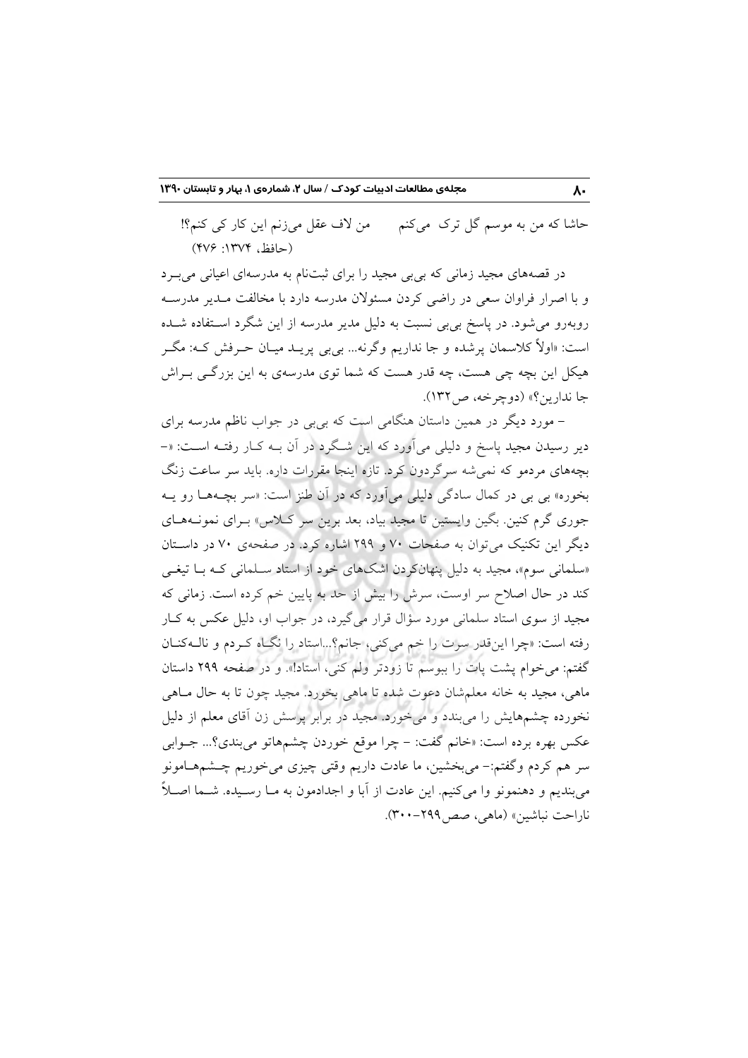حاشا که من به موسم گل ترک می‌کنم      من لاف عقل می‌زنم این کار کی کنم؟!

(حافظ، ۱۳۷۴: ۴۷۶)

در قصه‌های مجید زمانی که بی‌بی مجید را برای ثبت‌نام به مدرسه‌ای اعیانی می‌برد و با اصرار فراوان سعی در راضی کردن مسئولان مدرسه دارد با مخالفت مدیر مدرسه روبه‌رو می‌شود. در پاسخ بی‌بی نسبت به دلیل مدیر مدرسه از این شگرد استفاده شده است: «اولاً کلاسمان پرشده و جا نداریم وگرنه... بی‌بی پرید میان حرفش که: مگر هیکل این بچه چی هست، چه قدر هست که شما توی مدرسه‌ی به این بزرگی براش جا ندارین؟» (دوچرخه، ص۱۳۲).

– مورد دیگر در همین داستان هنگامی است که بی‌بی در جواب ناظم مدرسه برای دیر رسیدن مجید پاسخ و دلیلی می‌آورد که این شگرد در آن به کار رفته است: «– بچه‌های مردمو که نمی‌شه سرگردون کرد. تازه اینجا مقررات داره. باید سر ساعت زنگ بخوره» بی بی در کمال سادگی دلیلی می‌آورد که در آن طنز است: «سر بچه‌ها رو یه جوری گرم کنین. بگین وایستین تا مجید بیاد، بعد برین سر کلاس» برای نمونه‌های دیگر این تکنیک می‌توان به صفحات ۷۰ و ۲۹۹ اشاره کرد. در صفحه‌ی ۷۰ در داستان «سلمانی سوم»، مجید به دلیل پنهان‌کردن اشک‌های خود از استاد سلمانی که با تیغی کند در حال اصلاح سر اوست، سرش را بیش از حد به پایین خم کرده است. زمانی که مجید از سوی استاد سلمانی مورد سؤال قرار می‌گیرد، در جواب او، دلیل عکس به کار رفته است: «چرا این‌قدر سرت را خم می‌کنی، جانم؟...استاد را نگاه کردم و ناله‌کنان گفتم: می‌خوام پشت پات را ببوسم تا زودتر ولم کنی، استاد!». و در صفحه ۲۹۹ داستان ماهی، مجید به خانه معلم‌شان دعوت شده تا ماهی بخورد. مجید چون تا به حال ماهی نخورده چشم‌هایش را می‌بندد و می‌خورد. مجید در برابر پرسش زن آقای معلم از دلیل عکس بهره برده است: «خانم گفت: – چرا موقع خوردن چشم‌هاتو می‌بندی؟... جوابی سر هم کردم وگفتم: – می‌بخشین، ما عادت داریم وقتی چیزی می‌خوریم چشم‌هامونو می‌بندیم و دهنمونو وا می‌کنیم. این عادت از آبا و اجدادمون به ما رسیده. شما اصلاً ناراحت نباشین» (ماهی، صص۲۹۹–۳۰۰).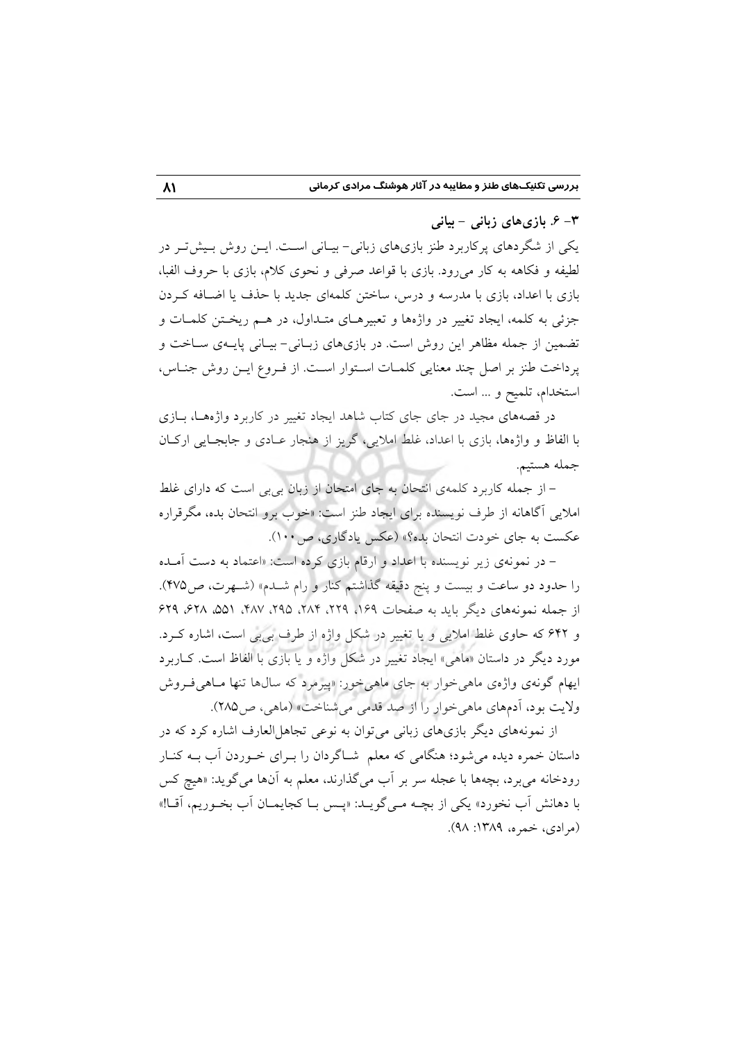### ۳- ۶. بازی‌های زبانی – بیانی

یکی از شگردهای پرکاربرد طنز بازی‌های زبانی- بیـانی اسـت. ایـن روش بـیش‌تـر در لطیفه و فکاهه به کار می‌رود. بازی با قواعد صرفی و نحوی کلام، بازی با حروف الفبا، بازی با اعداد، بازی با مدرسه و درس، ساختن کلمه‌ای جدید با حذف یا اضـافه کـردن جزئی به کلمه، ایجاد تغییر در واژه‌ها و تعبیرهـای متـداول، در هـم ریختـن کلمـات و تضمین از جمله مظاهر این روش است. در بازی‌های زبـانی- بیـانی پایـه‌ی سـاخت و پرداخت طنز بر اصل چند معنایی کلمـات اسـتوار اسـت. از فـروع ایـن روش جنـاس، استخدام، تلمیح و ... است.

در قصه‌های مجید در جای جای کتاب شاهد ایجاد تغییر در کاربرد واژه‌هـا، بـازی با الفاظ و واژه‌ها، بازی با اعداد، غلط املایی، گریز از هنجار عـادی و جابجـایی ارکـان جمله هستیم.

– از جمله کاربرد کلمه‌ی انتحان به جای امتحان از زبان بی‌بی است که دارای غلط املایی آگاهانه از طرف نویسنده برای ایجاد طنز است: «خوب برو انتحان بده، مگرقراره عکست به جای خودت انتحان بده؟» (عکس یادگاری، ص ۱۰۰).

– در نمونه‌ی زیر نویسنده با اعداد و ارقام بازی کرده است: «اعتماد به دست آمـده را حدود دو ساعت و بیست و پنج دقیقه گذاشتم کنار و رام شـدم» (شـهرت، ص۴۷۵). از جمله نمونه‌های دیگر باید به صفحات ۱۶۹، ۲۲۹، ۲۸۴، ۲۹۵، ۴۸۷، ۵۵۱، ۶۲۸، ۶۲۹ و ۶۴۲ که حاوی غلط املایی و یا تغییر در شکل واژه از طرف بی‌بی است، اشاره کـرد. مورد دیگر در داستان «ماهی» ایجاد تغییر در شکل واژه و یا بازی با الفاظ است. کـاربرد ایهام گونه‌ی واژه‌ی ماهی‌خوار به جای ماهی‌خور: «پیرمرد که سال‌ها تنها مـاهی‌فـروش ولایت بود، آدم‌های ماهی‌خوار را از صد قدمی می‌شناخت» (ماهی، ص۲۸۵).

از نمونه‌های دیگر بازی‌های زبانی می‌توان به نوعی تجاهل‌العارف اشاره کرد که در داستان خمره دیده می‌شود؛ هنگامی که معلم شـاگردان را بـرای خـوردن آب بـه کنـار رودخانه می‌برد، بچه‌ها با عجله سر بر آب می‌گذارند، معلم به آن‌ها می‌گوید: «هیچ کس با دهانش آب نخورد» یکی از بچـه مـی‌گویـد: «پـس بـا کجایمـان آب بخـوریم، آقـا!» (مرادی، خمره، ۱۳۸۹: ۹۸).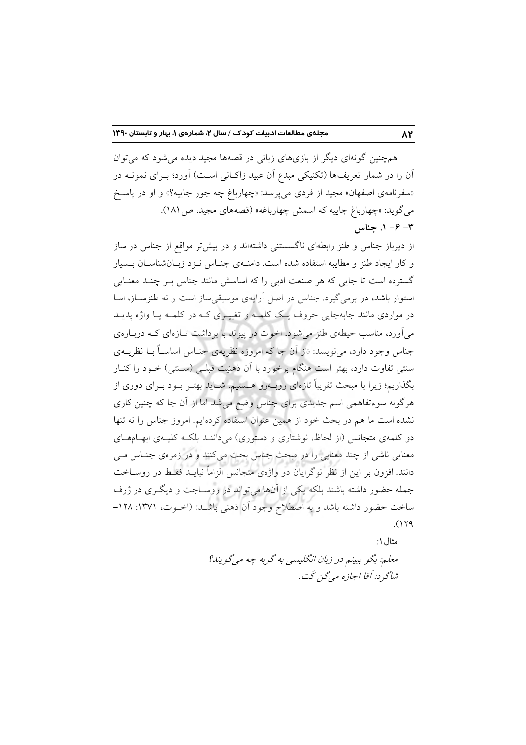هم‌چنین گونه‌ای دیگر از بازی‌های زبانی در قصه‌ها مجید دیده می‌شود که می‌توان آن را در شمار تعریف‌ها (تکنیکی مبدع آن عبید زاکانی است) آورد؛ برای نمونه در «سفرنامه‌ی اصفهان» مجید از فردی می‌پرسد: «چهارباغ چه جور جاییه؟» و او در پاسخ می‌گوید: «چهارباغ جاییه که اسمش چهارباغه» (قصه‌های مجید، ص۱۸۱).

### ۳- ۶- ۱. جناس

از دیرباز جناس و طنز رابطه‌ای ناگسستنی داشته‌اند و در بیش‌تر مواقع از جناس در ساز و کار ایجاد طنز و مطایبه استفاده شده است. دامنه‌ی جناس نزد زبان‌شناسان بسیار گسترده است تا جایی که هر صنعت ادبی را که اساسش مانند جناس بر چند معنایی استوار باشد، در برمی‌گیرد. جناس در اصل آرایه‌ی موسیقی‌ساز است و نه طنزساز، اما در مواردی مانند جابه‌جایی حروف یک کلمه و تغییری که در کلمه یا واژه پدید می‌آورد، مناسب حیطه‌ی طنز می‌شود. اخوت در پیوند با برداشت تازه‌ای که درباره‌ی جناس وجود دارد، می‌نویسد: «از آن جا که امروزه نظریه‌ی جناس اساساً با نظریه‌ی سنتی تفاوت دارد، بهتر است هنگام برخورد با آن ذهنیت قبلی (سنتی) خود را کنار بگذاریم؛ زیرا با مبحث تقریباً تازه‌ای روبه‌رو هستیم. شاید بهتر بود برای دوری از هرگونه سوءتفاهمی اسم جدیدی برای جناس وضع می‌شد اما از آن جا که چنین کاری نشده است ما هم در بحث خود از همین عنوان استفاده کرده‌ایم. امروز جناس را نه تنها دو کلمه‌ی متجانس (از لحاظ، نوشتاری و دستوری) می‌دانند بلکه کلیه‌ی ابهام‌های معنایی ناشی از چند معنایی را در مبحث جناس بحث می‌کنند و در زمره‌ی جناس می‌دانند. افزون بر این از نظر نوگرایان دو واژه‌ی متجانس الزاماً نباید فقط در روساخت جمله حضور داشته باشند بلکه یکی از آن‌ها می‌تواند در روساخت و دیگری در ژرف ساخت حضور داشته باشد و به اصطلاح وجود آن ذهنی باشد» (اخوت، ۱۳۷۱: ۱۲۸-۱۲۹).

مثال۱:

*معلم: بگو ببینم در زبان انگلیسی به گربه چه می‌گویند؟*
*شاگرد: آقا اجازه می‌گن کت.*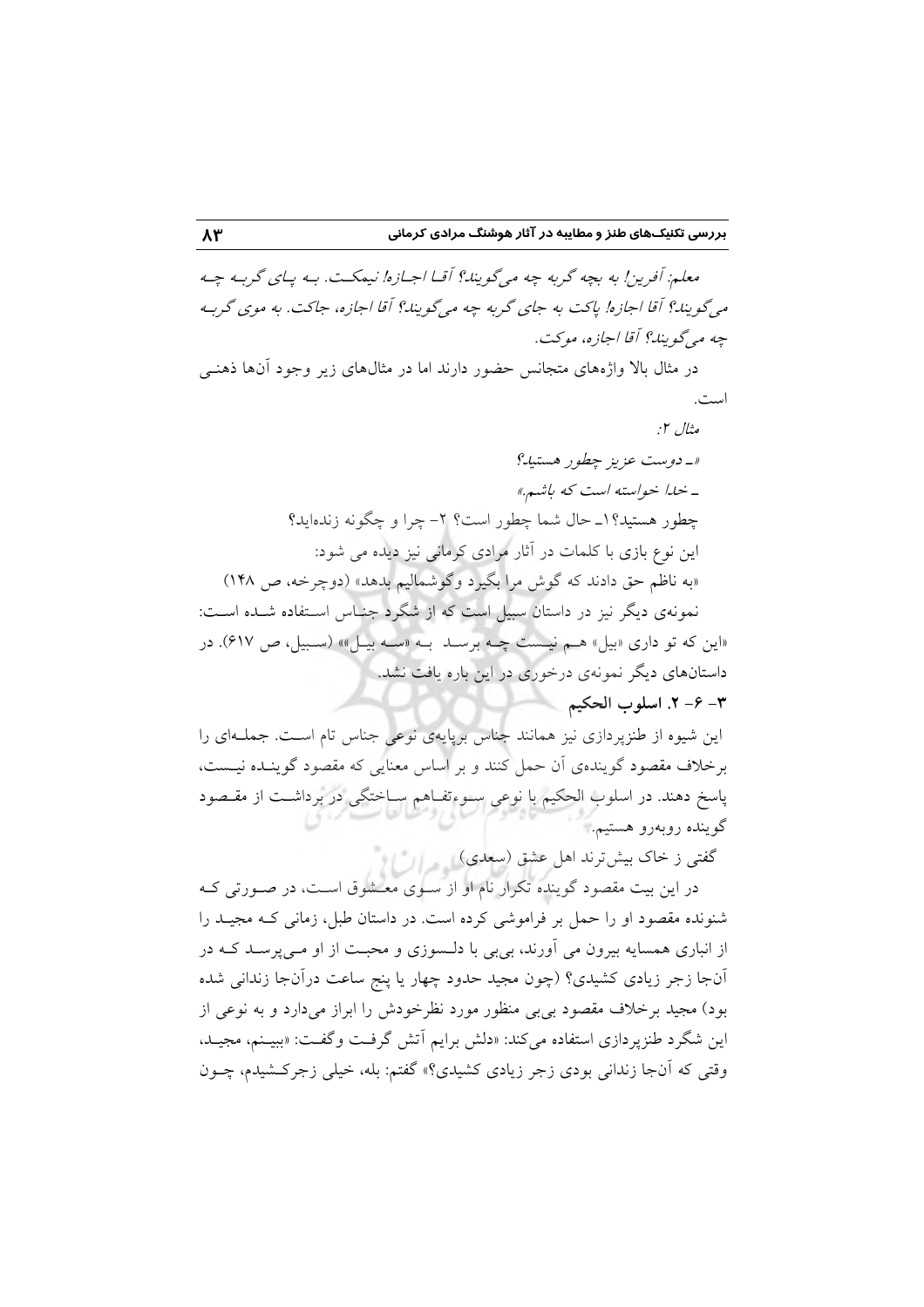*معلم: آفرین! به بچه گربه چه می‌گویند؟ آقـا اجـازه! نیمکـت. بـه پـای گربـه چـه می‌گویند؟ آقا اجازه! پاکت به جای گربه چه می‌گویند؟ آقا اجازه، جاکت. به موی گربـه چه می‌گویند؟ آقا اجازه، موکت.*

در مثال بالا واژه‌های متجانس حضور دارند اما در مثال‌های زیر وجود آن‌ها ذهنـی است.

*مثال ۲:*

*«ـ دوست عزیز چطور هستید؟*

*ـ خدا خواسته است که باشم.»*

چطور هستید؟ ۱ـ حال شما چطور است؟ ۲- چرا و چگونه زنده‌اید؟

این نوع بازی با کلمات در آثار مرادی کرمانی نیز دیده می شود:

«به ناظم حق دادند که گوش مرا بگیرد وگوشمالیم بدهد» (دوچرخه، ص ۱۴۸)

نمونه‌ی دیگر نیز در داستان سبیل است که از شگرد جنـاس اسـتفاده شـده اسـت: «این که تو داری «بیل» هـم نیـست چـه برسـد بـه «سـه بیـل»» (سـبیل، ص ۶۱۷). در داستان‌های دیگر نمونه‌ی درخوری در این باره یافت نشد.

### ۳- ۶- ۲. اسلوب الحکیم

این شیوه از طنزپردازی نیز همانند جناس برپایه‌ی نوعی جناس تام اسـت. جملـه‌ای را برخلاف مقصود گوینده‌ی آن حمل کنند و بر اساس معنایی که مقصود گوینـده نیـست، پاسخ دهند. در اسلوب الحکیم با نوعی سـوءتفـاهم سـاختگی در برداشـت از مقـصود گوینده روبه‌رو هستیم.

گفتی ز خاک بیش‌ترند اهل عشق (سعدی)

در این بیت مقصود گوینده تکرار نام او از سـوی معـشوق اسـت، در صـورتی کـه شنونده مقصود او را حمل بر فراموشی کرده است. در داستان طبل، زمانی کـه مجیـد را از انباری همسایه بیرون می آورند، بی‌بی با دلـسوزی و محبـت از او مـی‌پرسـد کـه در آن‌جا زجر زیادی کشیدی؟ (چون مجید حدود چهار یا پنج ساعت درآن‌جا زندانی شده بود) مجید برخلاف مقصود بی‌بی منظور مورد نظرخودش را ابراز می‌دارد و به نوعی از این شگرد طنزپردازی استفاده می‌کند: «دلش برایم آتش گرفـت وگفـت: «ببیـنم، مجیـد، وقتی که آن‌جا زندانی بودی زجر زیادی کشیدی؟» گفتم: بله، خیلی زجرکـشیدم، چـون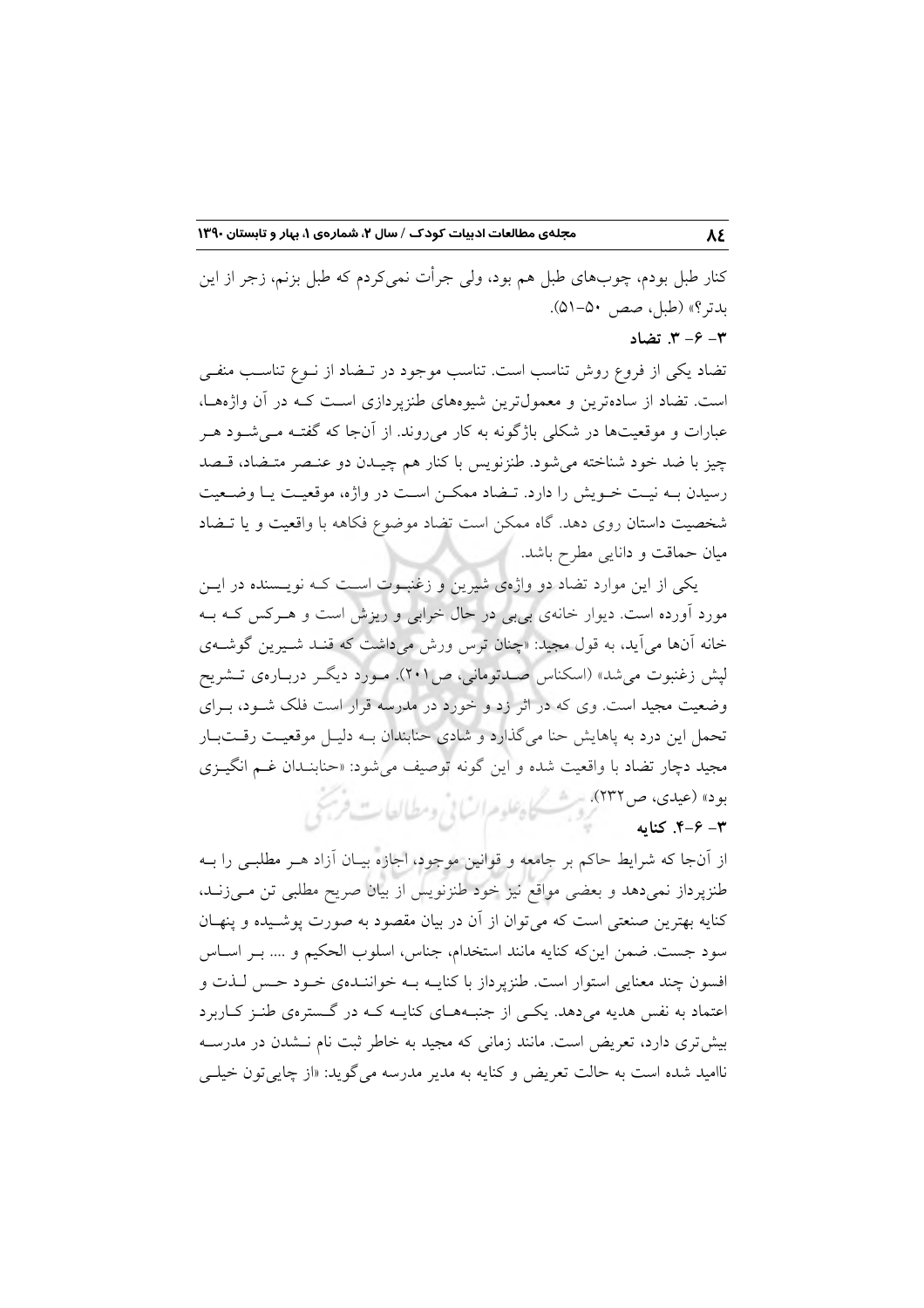کنار طبل بودم، چوب‌های طبل هم بود، ولی جرأت نمی‌کردم که طبل بزنم، زجر از این بدتر؟» (طبل، صص ۵۰-۵۱).

### ۳- ۶- ۳. تضاد

تضاد یکی از فروع روش تناسب است. تناسب موجود در تضاد از نوع تناسب منفی است. تضاد از ساده‌ترین و معمول‌ترین شیوه‌های طنزپردازی است که در آن واژه‌ها، عبارات و موقعیت‌ها در شکلی باژگونه به کار می‌روند. از آن‌جا که گفته می‌شود هر چیز با ضد خود شناخته می‌شود. طنزنویس با کنار هم چیدن دو عنصر متضاد، قصد رسیدن به نیت خویش را دارد. تضاد ممکن است در واژه، موقعیت یا وضعیت شخصیت داستان روی دهد. گاه ممکن است تضاد موضوع فکاهه با واقعیت و یا تضاد میان حماقت و دانایی مطرح باشد.

یکی از این موارد تضاد دو واژه‌ی شیرین و زغنبوت است که نویسنده در این مورد آورده است. دیوار خانه‌ی بی‌بی در حال خرابی و ریزش است و هرکس که به خانه آن‌ها می‌آید، به قول مجید: «چنان ترس ورش می‌داشت که قند شیرین گوشه‌ی لپش زغنبوت می‌شد» (اسکناس صدتومانی، ص۲۰۱). مورد دیگر درباره‌ی تشریح وضعیت مجید است. وی که در اثر زد و خورد در مدرسه قرار است فلک شود، برای تحمل این درد به پاهایش حنا می‌گذارد و شادی حنابندان به دلیل موقعیت رقت‌بار مجید دچار تضاد با واقعیت شده و این گونه توصیف می‌شود: «حنابندان غم انگیزی بود» (عیدی، ص۲۳۲).

### ۳- ۶-۴. کنایه

از آن‌جا که شرایط حاکم بر جامعه و قوانین موجود، اجازه بیان آزاد هر مطلبی را به طنزپرداز نمی‌دهد و بعضی مواقع نیز خود طنزنویس از بیان صریح مطلبی تن می‌زند، کنایه بهترین صنعتی است که می‌توان از آن در بیان مقصود به صورت پوشیده و پنهان سود جست. ضمن این‌که کنایه مانند استخدام، جناس، اسلوب الحکیم و .... بر اساس افسون چند معنایی استوار است. طنزپرداز با کنایه به خواننده‌ی خود حس لذت و اعتماد به نفس هدیه می‌دهد. یکی از جنبه‌های کنایه که در گستره‌ی طنز کاربرد بیش‌تری دارد، تعریض است. مانند زمانی که مجید به خاطر ثبت نام نشدن در مدرسه ناامید شده است به حالت تعریض و کنایه به مدیر مدرسه می‌گوید: «از چایی‌تون خیلی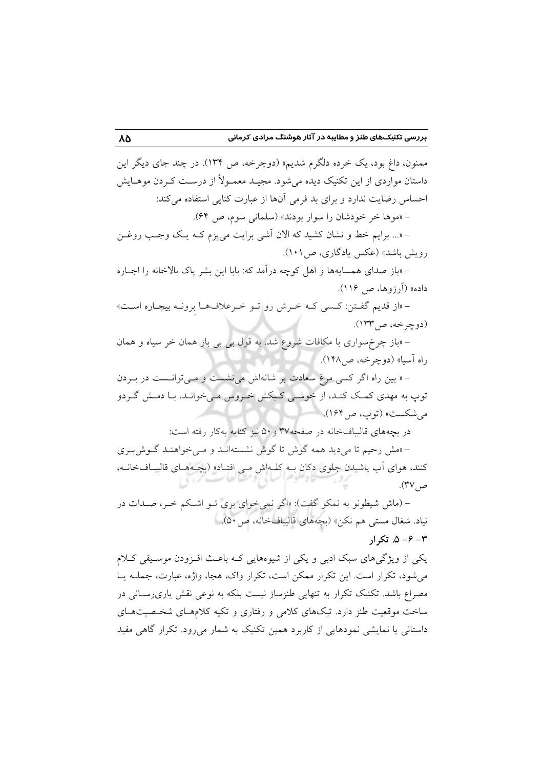ممنون، داغ بود، یک خرده دلگرم شدیم» (دوچرخه، ص ۱۳۴). در چند جای دیگر این داستان مواردی از این تکنیک دیده می‌شود. مجید معمولاً از درست کردن موهایش احساس رضایت ندارد و برای بد فرمی آن‌ها از عبارت کنایی استفاده می‌کند:

– «موها خر خودشان را سوار بودند» (سلمانی سوم، ص ۶۴).

– «... برایم خط و نشان کشید که الان آشی برایت می‌پزم کـه یـک وجـب روغـن رویش باشد» (عکس یادگاری، ص ۱۰۱).

– «باز صدای همسایه‌ها و اهل کوچه درآمد که: بابا این بشر پاک بالاخانه را اجـاره داده» (آرزوها، ص ۱۱۶).

– «از قدیم گفـتن: کـسی کـه خـرش رو تـو خـرعلاف‌هـا بِرونـه بیچـاره اسـت» (دوچرخه، ص ۱۳۳).

– «باز چرخ‌سواری با مکافات شروع شد. به قول بی بی باز همان خر سیاه و همان راه آسیا» (دوچرخه، ص ۱۴۸).

– « بین راه اگر کسی مرغ سعادت بر شانه‌اش می‌نشست و مـی‌توانـست در بـردن توپ به مهدی کمـک کنـد، از خوشـی کـبکش خـروس مـی‌خوانـد، بـا دمـش گـردو می‌شکست» (توپ، ص ۱۶۴).

در بچه‌های قالیباف‌خانه در صفحه ۳۷ و ۵۰ نیز کنایه به‌کار رفته است:

– «مش رحیم تا می‌دید همه گوش تا گوش نشسته‌انـد و مـی‌خواهنـد گـوش‌بـری کنند، هوای آب پاشیدن جلوی دکان بـه کلـه‌اش مـی افتـاد» (بچـه‌هـای قالیبـاف‌خانـه، ص ۳۷).

– (ماش شیطونو به نمکو گفت): «اگر نمی‌خوای بری تـو اشـکم خـر، صـدات در نیاد. شغال مستی هم نکن» (بچه‌های قالیباف‌خانه، ص ۵۰).

### ۳- ۶- ۵. تکرار

یکی از ویژگی‌های سبک ادبی و یکی از شیوه‌هایی کـه باعـث افـزودن موسـیقی کـلام می‌شود، تکرار است. این تکرار ممکن است، تکرار واک، هجا، واژه، عبارت، جملـه یـا مصراع باشد. تکنیک تکرار به تنهایی طنزساز نیست بلکه به نوعی نقش یاری‌رسـانی در ساخت موقعیت طنز دارد. تیک‌های کلامی و رفتاری و تکیه کلام‌هـای شخـصیت‌هـای داستانی یا نمایشی نمودهایی از کاربرد همین تکنیک به شمار می‌رود. تکرار گاهی مفید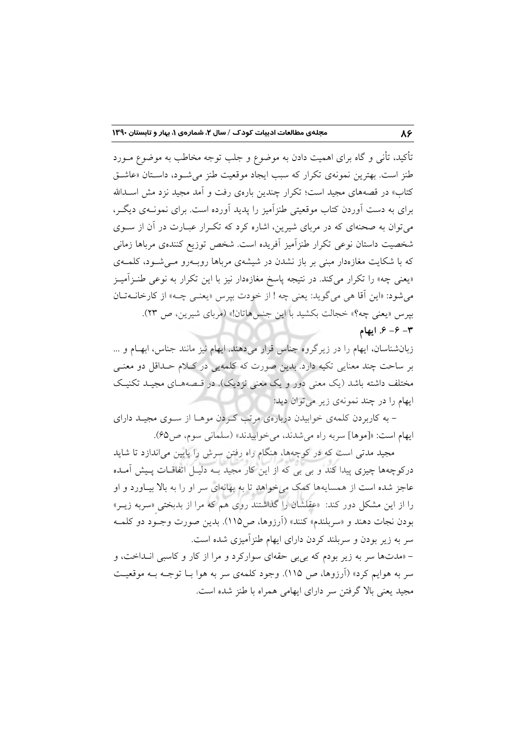تأکید، تأنی و گاه برای اهمیت دادن به موضوع و جلب توجه مخاطب به موضوع مورد طنز است. بهترین نمونه‌ی تکرار که سبب ایجاد موقعیت طنز می‌شود، داستان «عاشق کتاب» در قصه‌های مجید است؛ تکرار چندین باره‌ی رفت و آمد مجید نزد مش اسدالله برای به دست آوردن کتاب موقعیتی طنزآمیز را پدید آورده است. برای نمونه‌ی دیگر، می‌توان به صحنه‌ای که در مربای شیرین، اشاره کرد که تکرار عبارت در آن از سوی شخصیت داستان نوعی تکرار طنزآمیز آفریده است. شخص توزیع کننده‌ی مرباها زمانی که با شکایت مغازه‌دار مبنی بر باز نشدن در شیشه‌ی مرباها روبه‌رو می‌شود، کلمه‌ی «یعنی چه» را تکرار می‌کند. در نتیجه پاسخ مغازه‌دار نیز با این تکرار به نوعی طنزآمیز می‌شود: «این آقا هی می‌گوید: یعنی چه ! از خودت بپرس «یعنی چه» از کارخانه‌تان بپرس «یعنی چه؟» خجالت بکشید با این جنس‌هاتان!» (مربای شیرین، ص ۲۳).

### ۳- ۶- ۶. ایهام

زبان‌شناسان، ایهام را در زیرگروه جناس قرار می‌دهند. ایهام نیز مانند جناس، ابهام و ... بر ساحت چند معنایی تکیه دارد. بدین صورت که کلمه‌یی در کلام حداقل دو معنی مختلف داشته باشد (یک معنی دور و یک معنی نزدیک). در قصه‌های مجید تکنیک ایهام را در چند نمونه‌ی زیر می‌توان دید:

– به کاربردن کلمه‌ی خوابیدن درباره‌ی مرتب کردن موها از سوی مجید دارای ایهام است: «[موها] سربه راه می‌شدند، می‌خوابیدند» (سلمانی سوم، ص۶۵).

مجید مدتی است که در کوچه‌ها، هنگام راه رفتن سرش را پایین می‌اندازد تا شاید درکوچه‌ها چیزی پیدا کند و بی بی که از این کار مجید به دلیل اتفاقات پیش آمده عاجز شده است از همسایه‌ها کمک می‌خواهد تا به بهانه‌ای سر او را به بالا بیاورد و او را از این مشکل دور کند: «عقلشان را گذاشتند روی هم که مرا از بدبختیِ «سربه زیر» بودن نجات دهند و «سربلندم» کنند» (آرزوها، ص۱۱۵). بدین صورت وجود دو کلمه سر به زیر بودن و سربلند کردن دارای ایهام طنزآمیزی شده است.

– «مدت‌ها سر به زیر بودم که بی‌بی حقه‌ای سوارکرد و مرا از کار و کاسبی انداخت، و سر به هوایم کرد» (آرزوها، ص ۱۱۵). وجود کلمه‌ی سر به هوا با توجه به موقعیت مجید یعنی بالا گرفتن سر دارای ایهامی همراه با طنز شده است.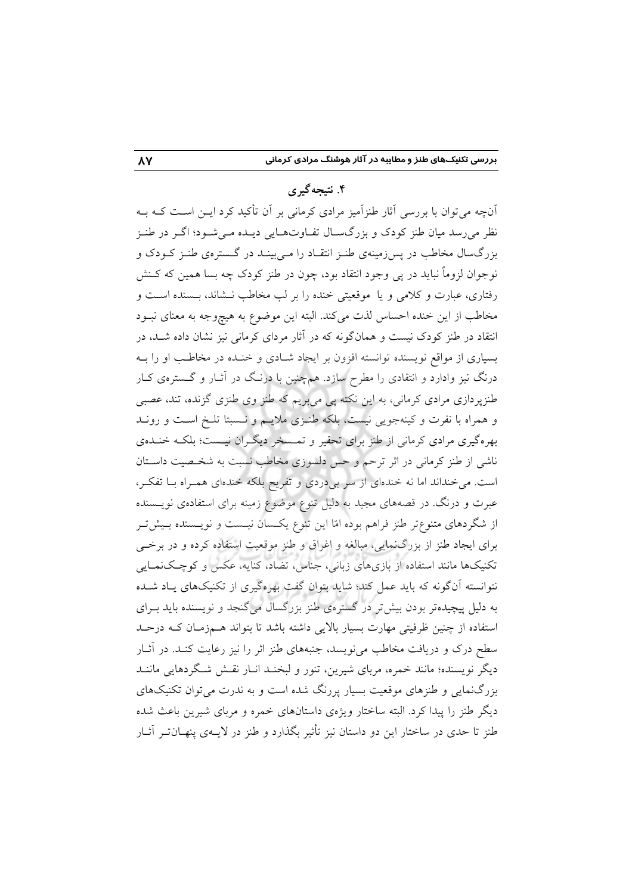## ۴. نتیجه‌گیری

آن‌چه می‌توان با بررسی آثار طنزآمیز مرادی کرمانی بر آن تأکید کرد این است که به نظر می‌رسد میان طنز کودک و بزرگسال تفاوت‌هایی دیده می‌شود؛ اگر در طنز بزرگسال مخاطب در پس‌زمینه‌ی طنز انتقاد را می‌بیند در گستره‌ی طنز کودک و نوجوان لزوماً نباید در پی وجود انتقاد بود، چون در طنز کودک چه بسا همین که کنش رفتاری، عبارت و کلامی و یا موقعیتی خنده را بر لب مخاطب نشاند، بسنده است و مخاطب از این خنده احساس لذت می‌کند. البته این موضوع به هیچ‌وجه به معنای نبود انتقاد در طنز کودک نیست و همان‌گونه که در آثار مردای کرمانی نیز نشان داده شد، در بسیاری از مواقع نویسنده توانسته افزون بر ایجاد شادی و خنده در مخاطب او را به درنگ نیز وادارد و انتقادی را مطرح سازد. هم‌چنین با درنگ در آثار و گستره‌ی کار طنزپردازی مرادی کرمانی، به این نکته پی می‌بریم که طنز وی طنزی گزنده، تند، عصبی و همراه با نفرت و کینه‌جویی نیست، بلکه طنزی ملایم و نسبتا تلخ است و روند بهره‌گیری مرادی کرمانی از طنز برای تحقیر و تمسخر دیگران نیست؛ بلکه خنده‌ی ناشی از طنز کرمانی در اثر ترحم و حس دلسوزی مخاطب نسبت به شخصیت داستان است. می‌خنداند اما نه خنده‌ای از سر بی‌دردی و تفریح بلکه خنده‌ای همراه با تفکر، عبرت و درنگ. در قصه‌های مجید به دلیل تنوع موضوع زمینه برای استفاده‌ی نویسنده از شگردهای متنوع‌تر طنز فراهم بوده امّا این تنوع یکسان نیست و نویسنده بیش‌تر برای ایجاد طنز از بزرگ‌نمایی، مبالغه و اغراق و طنز موقعیت استفاده کرده و در برخی تکنیک‌ها مانند استفاده از بازی‌های زبانی، جناس، تضاد، کنایه، عکس و کوچک‌نمایی نتوانسته آن‌گونه که باید عمل کند؛ شاید بتوان گفت بهره‌گیری از تکنیک‌های یاد شده به دلیل پیچیده‌تر بودن بیش‌تر در گستره‌ی طنز بزرگسال می‌گنجد و نویسنده باید برای استفاده از چنین ظرفیتی مهارت بسیار بالایی داشته باشد تا بتواند هم‌زمان که درحد سطح درک و دریافت مخاطب می‌نویسد، جنبه‌های طنز اثر را نیز رعایت کند. در آثار دیگر نویسنده؛ مانند خمره، مربای شیرین، تنور و لبخند انار نقش شگردهایی مانند بزرگ‌نمایی و طنزهای موقعیت بسیار پررنگ شده است و به ندرت می‌توان تکنیک‌های دیگر طنز را پیدا کرد. البته ساختار ویژه‌ی داستان‌های خمره و مربای شیرین باعث شده طنز تا حدی در ساختار این دو داستان نیز تأثیر بگذارد و طنز در لایه‌ی پنهان‌تر آثار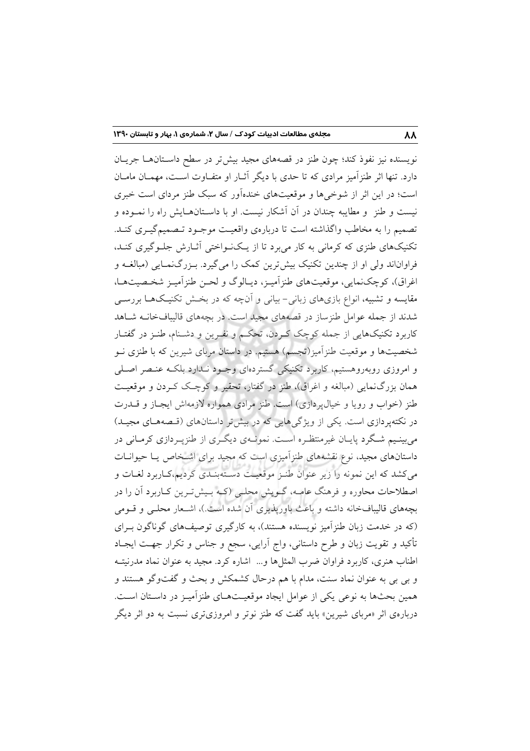نویسنده نیز نفوذ کند؛ چون طنز در قصه‌های مجید بیش‌تر در سطح داستان‌ها جریان دارد. تنها اثر طنزآمیز مرادی که تا حدی با دیگر آثار او متفاوت است، مهمان مامان است؛ در این اثر از شوخی‌ها و موقعیت‌های خنده‌آور که سبک طنز مرادی است خبری نیست و طنز و مطایبه چندان در آن آشکار نیست. او با داستان‌هایش راه را نموده و تصمیم را به مخاطب واگذاشته است تا درباره‌ی واقعیت موجود تصمیم‌گیری کند. تکنیک‌های طنزی که کرمانی به کار می‌برد تا از یک‌نواختی آثارش جلوگیری کند، فراوان‌اند ولی او از چندین تکنیک بیش‌ترین کمک را می‌گیرد. بزرگ‌نمایی (مبالغه و اغراق)، کوچک‌نمایی، موقعیت‌های طنزآمیز، دیالوگ و لحن طنزآمیز شخصیت‌ها، مقایسه و تشبیه، انواع بازی‌های زبانی- بیانی و آن‌چه که در بخش تکنیک‌ها بررسی شدند از جمله عوامل طنزساز در قصه‌های مجید است. در بچه‌های قالیباف‌خانه شاهد کاربرد تکنیک‌هایی از جمله کوچک کردن، تحکم و نفرین و دشنام، طنز در گفتار شخصیت‌ها و موقعیت طنزآمیز(تجسم) هستیم. در داستان مربای شیرین که با طنزی نو و امروزی روبه‌روهستیم، کاربرد تکنیکی گسترده‌ای وجود ندارد بلکه عنصر اصلی همان بزرگ‌نمایی (مبالغه و اغراق)، طنز در گفتار، تحقیر و کوچک کردن و موقعیت طنز (خواب و رویا و خیال‌پردازی) است. طنز مرادی همواره لازمه‌اش ایجاز و قدرت در نکته‌پردازی است. یکی از ویژگی‌هایی که در بیش‌تر داستان‌های (قصه‌های مجید) می‌بینیم شگرد پایان غیرمنتظره است. نمونه‌ی دیگری از طنزپردازی کرمانی در داستان‌های مجید، نوع نقشه‌های طنزآمیزی است که مجید برای اشخاص یا حیوانات می‌کشد که این نمونه را زیر عنوان طنز موقعیت دسته‌بندی کردیم،کاربرد لغات و اصطلاحات محاوره و فرهنگ عامه، گویش محلی (که بیش‌ترین کاربرد آن را در بچه‌های قالیباف‌خانه داشته و باعث باورپذیری آن شده است.)، اشعار محلی و قومی (که در خدمت زبان طنزآمیز نویسنده هستند)، به کارگیری توصیف‌های گوناگون برای تأکید و تقویت زبان و طرح داستانی، واج آرایی، سجع و جناس و تکرار جهت ایجاد اطناب هنری، کاربرد فراوان ضرب المثل‌ها و... اشاره کرد. مجید به عنوان نماد مدرنیته و بی بی به عنوان نماد سنت، مدام با هم درحال کشمکش و بحث و گفت‌وگو هستند و همین بحث‌ها به نوعی یکی از عوامل ایجاد موقعیت‌های طنزآمیز در داستان است. درباره‌ی اثر «مربای شیرین» باید گفت که طنز نوتر و امروزی‌تری نسبت به دو اثر دیگر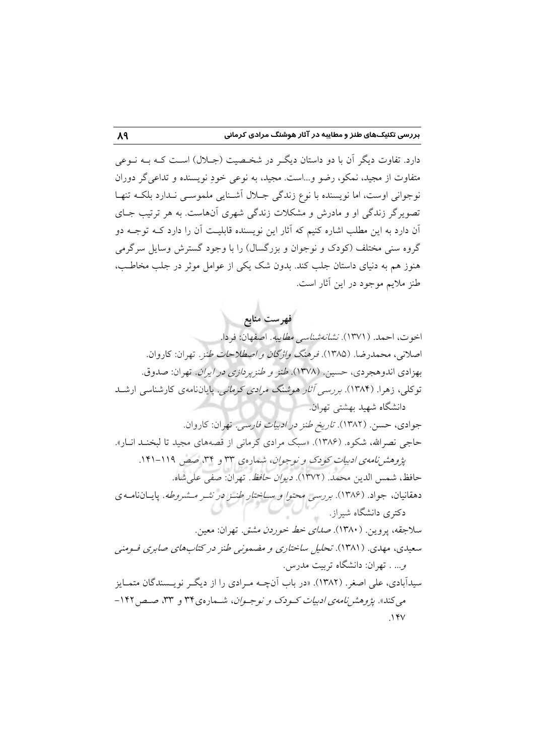دارد. تفاوت دیگر آن با دو داستان دیگر در شخصیت (جلال) است که به نوعی متفاوت از مجید، نمکو، رضو و...است. مجید، به نوعی خودِ نویسنده و تداعی‌گر دوران نوجوانی اوست، اما نویسنده با نوع زندگی جلال آشنایی ملموسی ندارد بلکه تنها تصویرگر زندگی او و مادرش و مشکلات زندگی شهری آن‌هاست. به هر ترتیب جای آن دارد به این مطلب اشاره کنیم که آثار این نویسنده قابلیت آن را دارد که توجه دو گروه سنی مختلف (کودک و نوجوان و بزرگسال) را با وجود گسترش وسایل سرگرمی هنوز هم به دنیای داستان جلب کند. بدون شک یکی از عوامل موثر در جلب مخاطب، طنز ملایم موجود در این آثار است.

## فهرست منابع

اخوت، احمد. (۱۳۷۱). *نشانه‌شناسی مطایبه*. اصفهان: فردا.

اصلانی، محمدرضا. (۱۳۸۵). *فرهنگ واژگان و اصطلاحات طنز*. تهران: کاروان.

بهزادی اندوهجردی، حسین. (۱۳۷۸). *طنز و طنزپردازی در ایران*. تهران: صدوق.

توکلی، زهرا. (۱۳۸۴). *بررسی آثار هوشنگ مرادی کرمانی*. پایان‌نامه‌ی کارشناسی ارشد دانشگاه شهید بهشتی تهران.

جوادی، حسن. (۱۳۸۲). *تاریخ طنز در ادبیات فارسی*. تهران: کاروان.

حاجی نصرالله، شکوه. (۱۳۸۶). «سبک مرادی کرمانی از قصه‌های مجید تا لبخند انار». *پژوهش‌نامه‌ی ادبیات کودک و نوجوان*، شماره‌ی ۳۳ و ۳۴، صص ۱۱۹–۱۴۱.

حافظ، شمس الدین محمد. (۱۳۷۲). *دیوان حافظ*. تهران: صفی علی‌شاه.

دهقانیان، جواد. (۱۳۸۶). *بررسی محتوا و ساختار طنز در نثر مشروطه*. پایان‌نامه‌ی دکتری دانشگاه شیراز.

سلاجقه، پروین. (۱۳۸۰). *صدای خط خوردن مشق*. تهران: معین.

سعیدی، مهدی. (۱۳۸۱). *تحلیل ساختاری و مضمونی طنز در کتاب‌های صابری فومنی و...* . تهران: دانشگاه تربیت مدرس.

سیدآبادی، علی اصغر. (۱۳۸۲). «در باب آن‌چه مرادی را از دیگر نویسندگان متمایز می‌کند». *پژوهش‌نامه‌ی ادبیات کودک و نوجوان*، شماره‌ی ۳۴ و ۳۳، صص ۱۴۲–۱۴۷.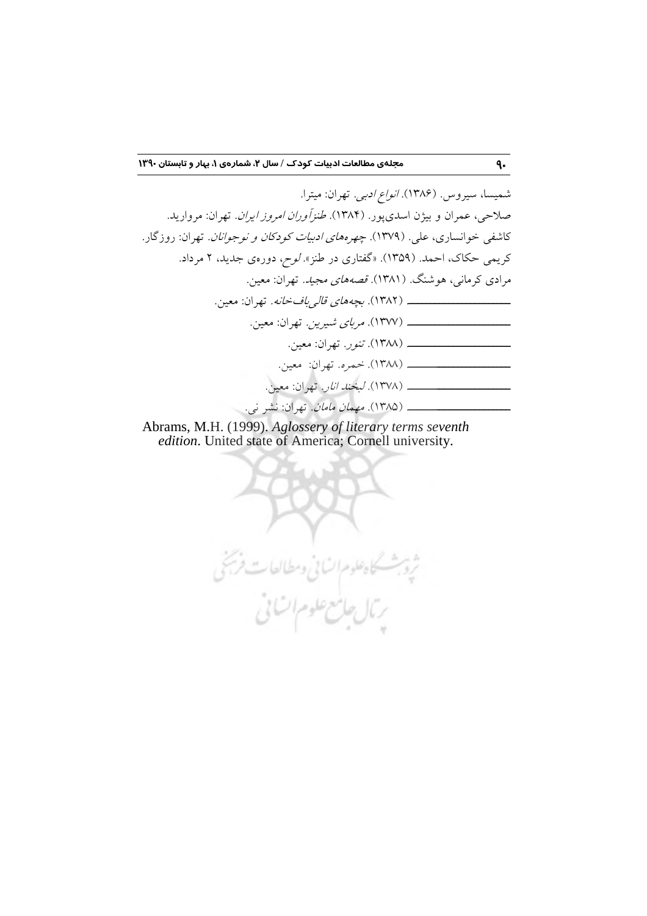شمیسا، سیروس. (۱۳۸۶). *انواع ادبی*. تهران: میترا.

صلاحی، عمران و بیژن اسدی‌پور. (۱۳۸۴). *طنزآوران امروز ایران*. تهران: مروارید.

کاشفی خوانساری، علی. (۱۳۷۹). *چهره‌های ادبیات کودکان و نوجوانان*. تهران: روزگار.

کریمی حکاک، احمد. (۱۳۵۹). «گفتاری در طنز». *لوح*، دوره‌ی جدید، ۲ مرداد.

مرادی کرمانی، هوشنگ. (۱۳۸۱). *قصه‌های مجید*. تهران: معین.

ـــــــــــــــــــــــــــ (۱۳۸۲). *بچه‌های قالی‌باف‌خانه*. تهران: معین.

ـــــــــــــــــــــــــــ (۱۳۷۷). *مربای شیرین*. تهران: معین.

ـــــــــــــــــــــــــــ (۱۳۸۸). *تنور*. تهران: معین.

ـــــــــــــــــــــــــــ (۱۳۸۸). خمره. تهران: معین.

ـــــــــــــــــــــــــــ (۱۳۷۸). *لبخند انار*. تهران: معین.

ـــــــــــــــــــــــــــ (۱۳۸۵). *مهمان مامان*. تهران: نشر نی.

Abrams, M.H. (1999). *Aglossery of literary terms seventh edition*. United state of America; Cornell university.